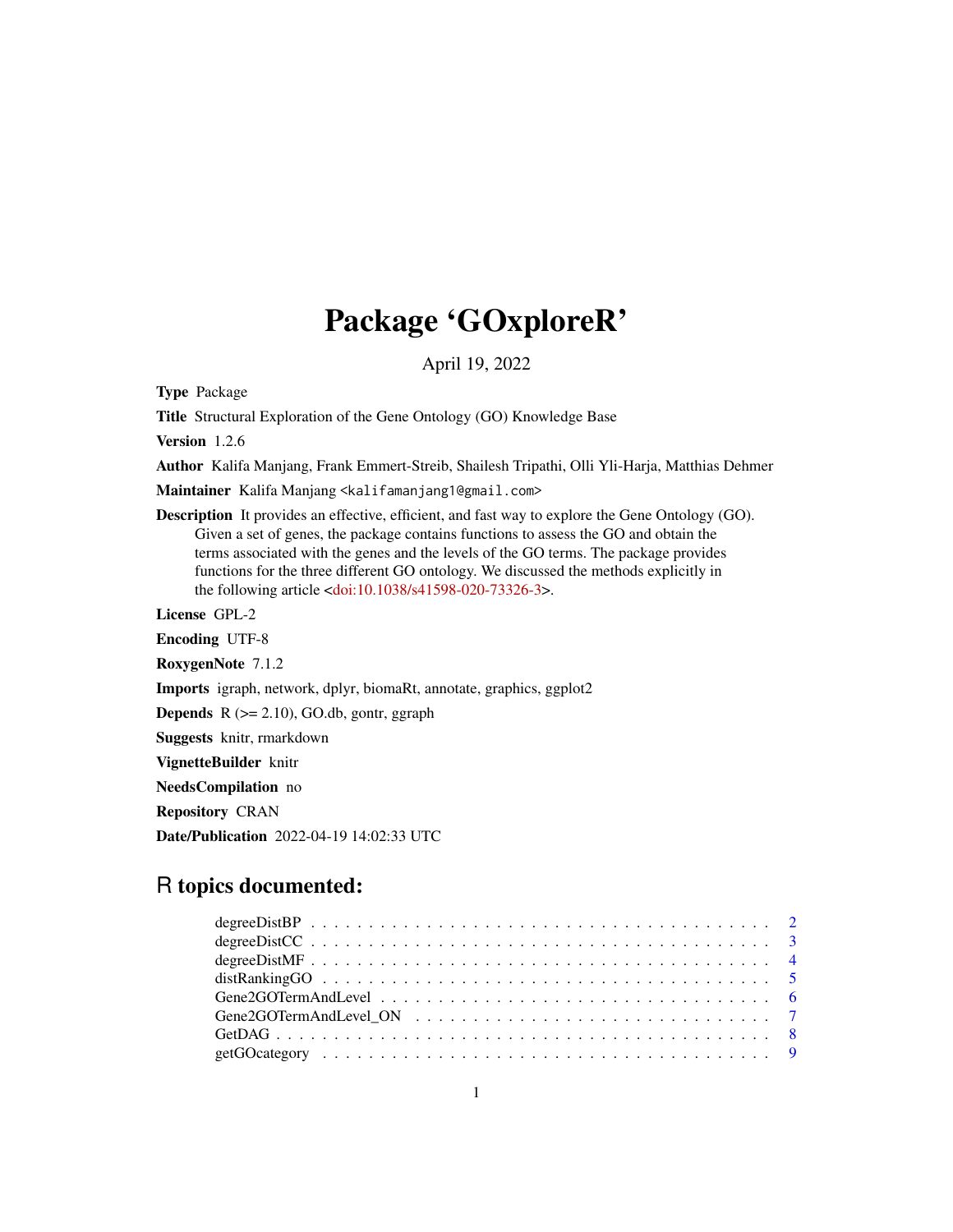# Package 'GOxploreR'

April 19, 2022

**Type** Package

**Title** Structural Exploration of the Gene Ontology (GO) Knowledge Base

**Version** 1.2.6

**Author** Kalifa Manjang, Frank Emmert-Streib, Shailesh Tripathi, Olli Yli-Harja, Matthias Dehmer

**Maintainer** Kalifa Manjang <kalifamanjang1@gmail.com>

**Description** It provides an effective, efficient, and fast way to explore the Gene Ontology (GO). Given a set of genes, the package contains functions to assess the GO and obtain the terms associated with the genes and the levels of the GO terms. The package provides functions for the three different GO ontology. We discussed the methods explicitly in the following article <doi:10.1038/s41598-020-73326-3>.

**License** GPL-2

**Encoding** UTF-8

**RoxygenNote** 7.1.2

**Imports** igraph, network, dplyr, biomaRt, annotate, graphics, ggplot2

**Depends** R (>= 2.10), GO.db, gontr, ggraph

**Suggests** knitr, rmarkdown

**VignetteBuilder** knitr

**NeedsCompilation** no

**Repository** CRAN

**Date/Publication** 2022-04-19 14:02:33 UTC

## R topics documented:

- degreeDistBP . . . . . . . . . . . . . . . . . . . . . . . . . . . . . . . . . . . . . . . 2
- degreeDistCC . . . . . . . . . . . . . . . . . . . . . . . . . . . . . . . . . . . . . . . 3
- degreeDistMF . . . . . . . . . . . . . . . . . . . . . . . . . . . . . . . . . . . . . . . 4
- distRankingGO . . . . . . . . . . . . . . . . . . . . . . . . . . . . . . . . . . . . . . 5
- Gene2GOTermAndLevel . . . . . . . . . . . . . . . . . . . . . . . . . . . . . . . . . 6
- Gene2GOTermAndLevel_ON . . . . . . . . . . . . . . . . . . . . . . . . . . . . . . 7
- GetDAG . . . . . . . . . . . . . . . . . . . . . . . . . . . . . . . . . . . . . . . . . 8
- getGOcategory . . . . . . . . . . . . . . . . . . . . . . . . . . . . . . . . . . . . . . 9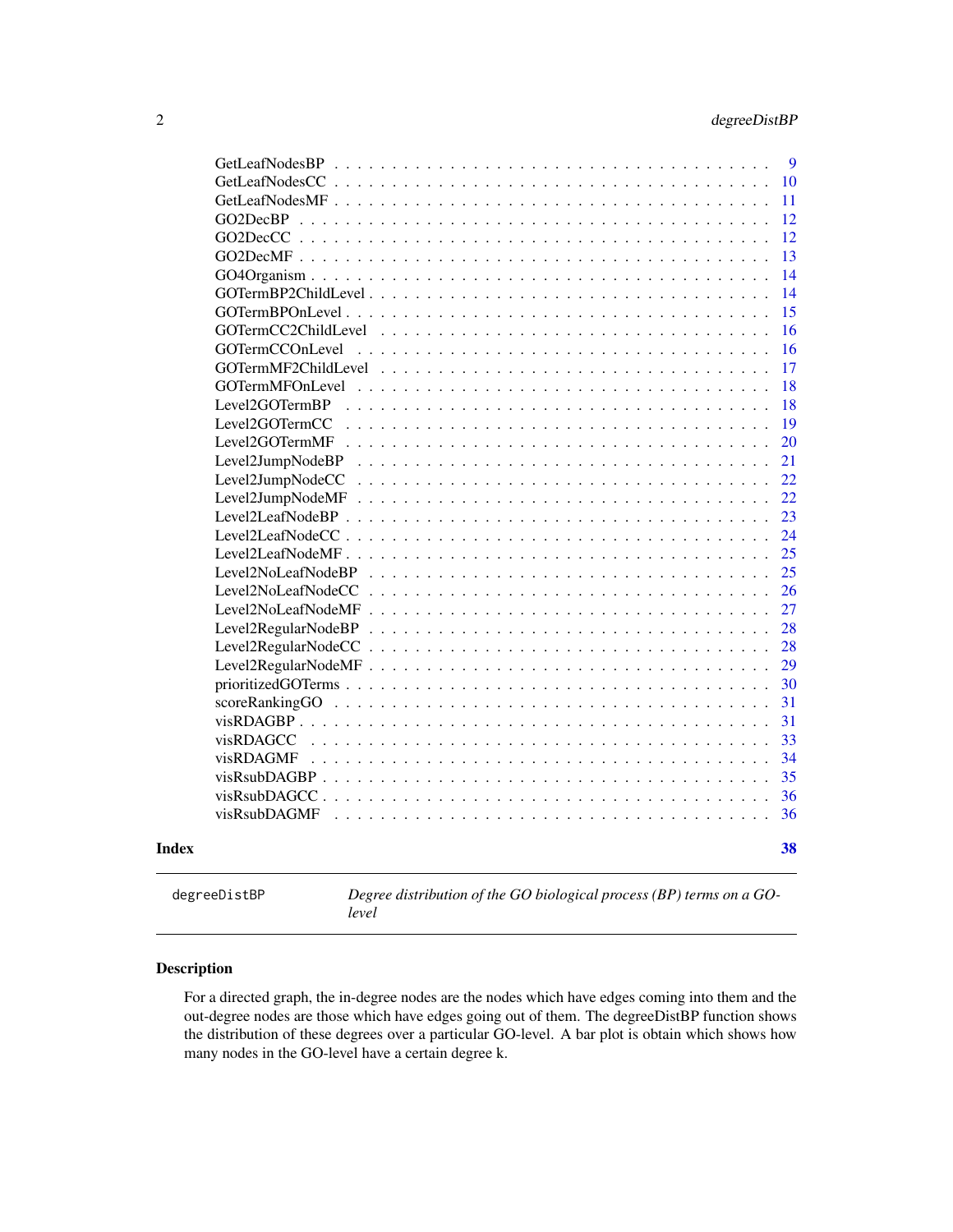GetLeafNodesBP . . . . . . . . . . . . . . . . . . . . . . . . . . . . . . . . . . . 9
GetLeafNodesCC . . . . . . . . . . . . . . . . . . . . . . . . . . . . . . . . . . . 10
GetLeafNodesMF . . . . . . . . . . . . . . . . . . . . . . . . . . . . . . . . . . . 11
GO2DecBP . . . . . . . . . . . . . . . . . . . . . . . . . . . . . . . . . . . . . . 12
GO2DecCC . . . . . . . . . . . . . . . . . . . . . . . . . . . . . . . . . . . . . . 12
GO2DecMF . . . . . . . . . . . . . . . . . . . . . . . . . . . . . . . . . . . . . . 13
GO4Organism . . . . . . . . . . . . . . . . . . . . . . . . . . . . . . . . . . . . 14
GOTermBP2ChildLevel . . . . . . . . . . . . . . . . . . . . . . . . . . . . . . . . 14
GOTermBPOnLevel . . . . . . . . . . . . . . . . . . . . . . . . . . . . . . . . . . 15
GOTermCC2ChildLevel . . . . . . . . . . . . . . . . . . . . . . . . . . . . . . . . 16
GOTermCCOnLevel . . . . . . . . . . . . . . . . . . . . . . . . . . . . . . . . . . 16
GOTermMF2ChildLevel . . . . . . . . . . . . . . . . . . . . . . . . . . . . . . . . 17
GOTermMFOnLevel . . . . . . . . . . . . . . . . . . . . . . . . . . . . . . . . . . 18
Level2GOTermBP . . . . . . . . . . . . . . . . . . . . . . . . . . . . . . . . . . . 18
Level2GOTermCC . . . . . . . . . . . . . . . . . . . . . . . . . . . . . . . . . . . 19
Level2GOTermMF . . . . . . . . . . . . . . . . . . . . . . . . . . . . . . . . . . . 20
Level2JumpNodeBP . . . . . . . . . . . . . . . . . . . . . . . . . . . . . . . . . . 21
Level2JumpNodeCC . . . . . . . . . . . . . . . . . . . . . . . . . . . . . . . . . . 22
Level2JumpNodeMF . . . . . . . . . . . . . . . . . . . . . . . . . . . . . . . . . . 22
Level2LeafNodeBP . . . . . . . . . . . . . . . . . . . . . . . . . . . . . . . . . . 23
Level2LeafNodeCC . . . . . . . . . . . . . . . . . . . . . . . . . . . . . . . . . . 24
Level2LeafNodeMF . . . . . . . . . . . . . . . . . . . . . . . . . . . . . . . . . . 25
Level2NoLeafNodeBP . . . . . . . . . . . . . . . . . . . . . . . . . . . . . . . . . 25
Level2NoLeafNodeCC . . . . . . . . . . . . . . . . . . . . . . . . . . . . . . . . . 26
Level2NoLeafNodeMF . . . . . . . . . . . . . . . . . . . . . . . . . . . . . . . . . 27
Level2RegularNodeBP . . . . . . . . . . . . . . . . . . . . . . . . . . . . . . . . 28
Level2RegularNodeCC . . . . . . . . . . . . . . . . . . . . . . . . . . . . . . . . 28
Level2RegularNodeMF . . . . . . . . . . . . . . . . . . . . . . . . . . . . . . . . 29
prioritizedGOTerms . . . . . . . . . . . . . . . . . . . . . . . . . . . . . . . . . 30
scoreRankingGO . . . . . . . . . . . . . . . . . . . . . . . . . . . . . . . . . . . 31
visRDAGBP . . . . . . . . . . . . . . . . . . . . . . . . . . . . . . . . . . . . . . 31
visRDAGCC . . . . . . . . . . . . . . . . . . . . . . . . . . . . . . . . . . . . . . 33
visRDAGMF . . . . . . . . . . . . . . . . . . . . . . . . . . . . . . . . . . . . . . 34
visRsubDAGBP . . . . . . . . . . . . . . . . . . . . . . . . . . . . . . . . . . . . 35
visRsubDAGCC . . . . . . . . . . . . . . . . . . . . . . . . . . . . . . . . . . . . 36
visRsubDAGMF . . . . . . . . . . . . . . . . . . . . . . . . . . . . . . . . . . . . 36

**Index** **38**

---

`degreeDistBP` *Degree distribution of the GO biological process (BP) terms on a GO-level*

---

## Description

For a directed graph, the in-degree nodes are the nodes which have edges coming into them and the out-degree nodes are those which have edges going out of them. The degreeDistBP function shows the distribution of these degrees over a particular GO-level. A bar plot is obtain which shows how many nodes in the GO-level have a certain degree k.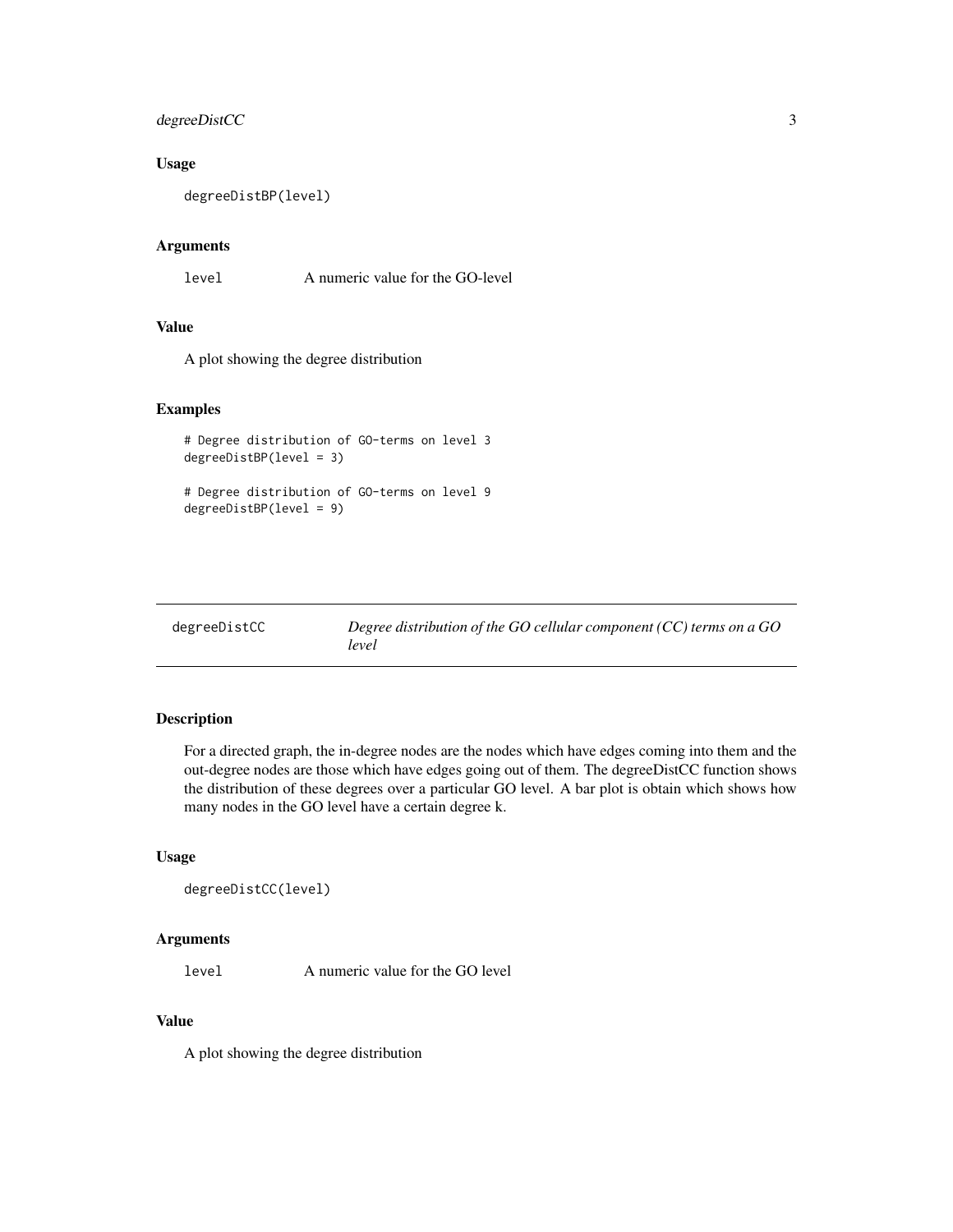### Usage

```
degreeDistBP(level)
```

### Arguments

| | |
|---|---|
| `level` | A numeric value for the GO-level |

### Value

A plot showing the degree distribution

### Examples

```
# Degree distribution of GO-terms on level 3
degreeDistBP(level = 3)

# Degree distribution of GO-terms on level 9
degreeDistBP(level = 9)
```

---

## degreeDistCC — *Degree distribution of the GO cellular component (CC) terms on a GO level*

---

### Description

For a directed graph, the in-degree nodes are the nodes which have edges coming into them and the out-degree nodes are those which have edges going out of them. The degreeDistCC function shows the distribution of these degrees over a particular GO level. A bar plot is obtain which shows how many nodes in the GO level have a certain degree k.

### Usage

```
degreeDistCC(level)
```

### Arguments

| | |
|---|---|
| `level` | A numeric value for the GO level |

### Value

A plot showing the degree distribution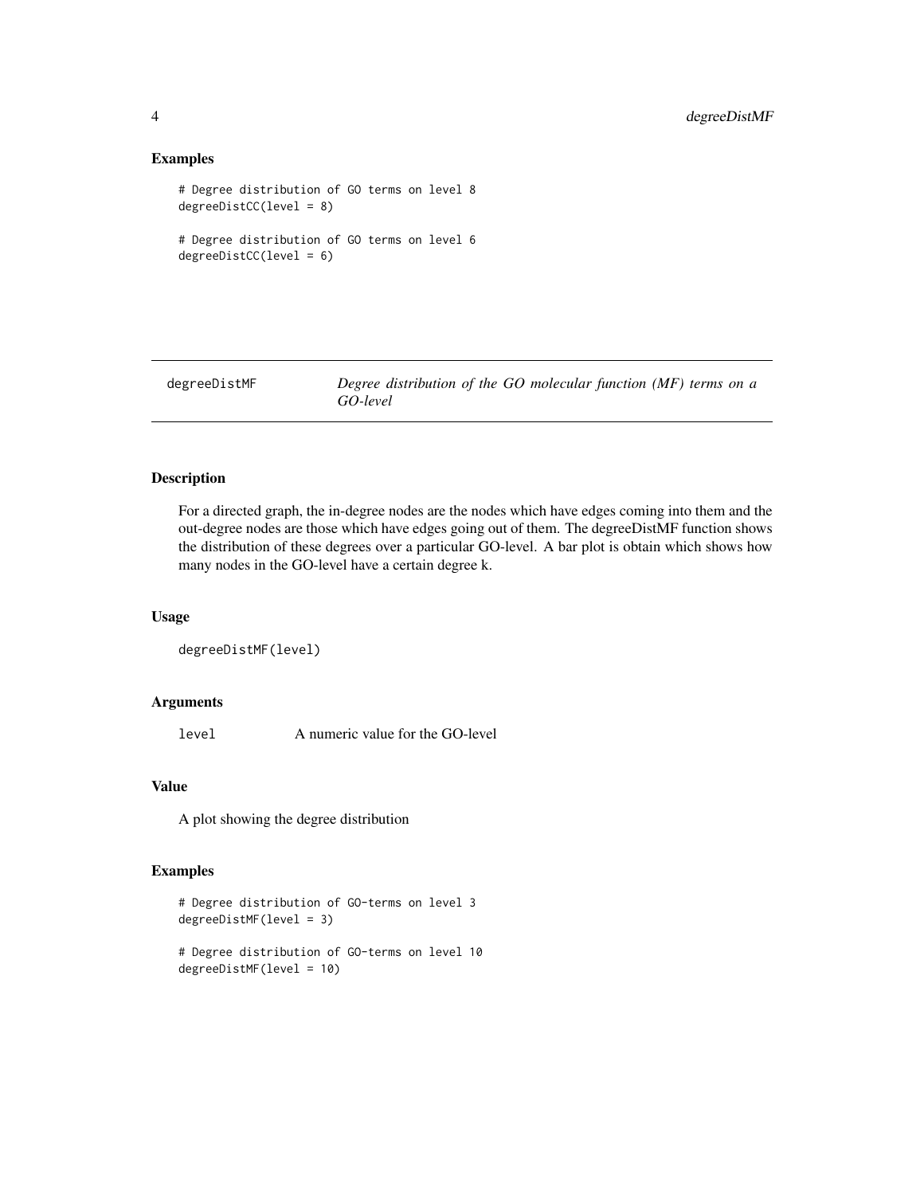### Examples

```
# Degree distribution of GO terms on level 8
degreeDistCC(level = 8)

# Degree distribution of GO terms on level 6
degreeDistCC(level = 6)
```

---

## degreeDistMF — *Degree distribution of the GO molecular function (MF) terms on a GO-level*

---

### Description

For a directed graph, the in-degree nodes are the nodes which have edges coming into them and the out-degree nodes are those which have edges going out of them. The degreeDistMF function shows the distribution of these degrees over a particular GO-level. A bar plot is obtain which shows how many nodes in the GO-level have a certain degree k.

### Usage

```
degreeDistMF(level)
```

### Arguments

| | |
|---|---|
| `level` | A numeric value for the GO-level |

### Value

A plot showing the degree distribution

### Examples

```
# Degree distribution of GO-terms on level 3
degreeDistMF(level = 3)

# Degree distribution of GO-terms on level 10
degreeDistMF(level = 10)
```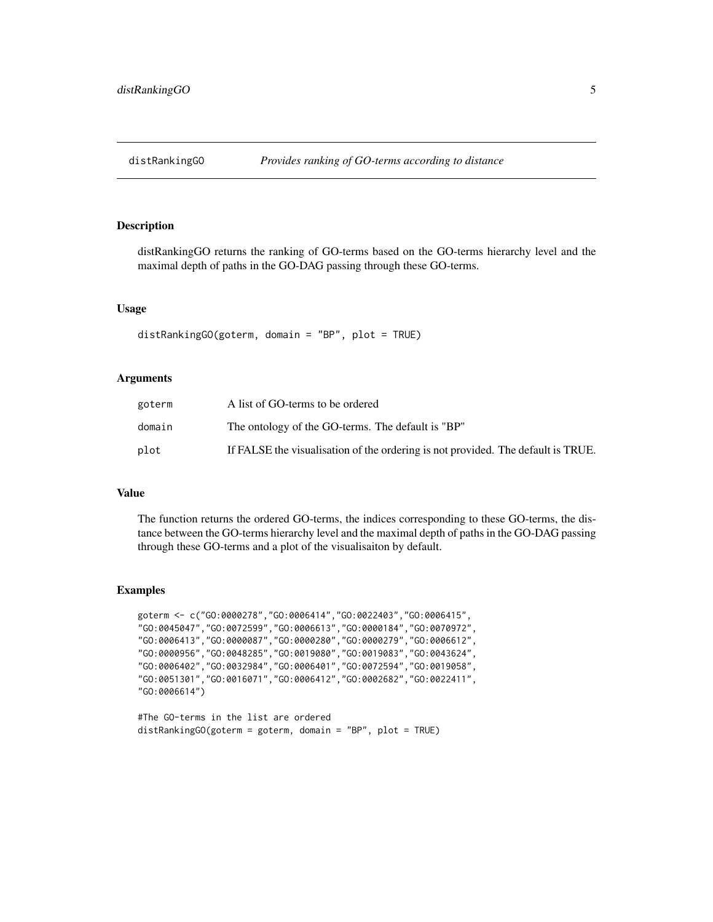# distRankingGO — *Provides ranking of GO-terms according to distance*

## Description

distRankingGO returns the ranking of GO-terms based on the GO-terms hierarchy level and the maximal depth of paths in the GO-DAG passing through these GO-terms.

## Usage

```
distRankingGO(goterm, domain = "BP", plot = TRUE)
```

## Arguments

| | |
|---|---|
| goterm | A list of GO-terms to be ordered |
| domain | The ontology of the GO-terms. The default is "BP" |
| plot | If FALSE the visualisation of the ordering is not provided. The default is TRUE. |

## Value

The function returns the ordered GO-terms, the indices corresponding to these GO-terms, the distance between the GO-terms hierarchy level and the maximal depth of paths in the GO-DAG passing through these GO-terms and a plot of the visualisaiton by default.

## Examples

```
goterm <- c("GO:0000278","GO:0006414","GO:0022403","GO:0006415",
"GO:0045047","GO:0072599","GO:0006613","GO:0000184","GO:0070972",
"GO:0006413","GO:0000087","GO:0000280","GO:0000279","GO:0006612",
"GO:0000956","GO:0048285","GO:0019080","GO:0019083","GO:0043624",
"GO:0006402","GO:0032984","GO:0006401","GO:0072594","GO:0019058",
"GO:0051301","GO:0016071","GO:0006412","GO:0002682","GO:0022411",
"GO:0006614")

#The GO-terms in the list are ordered
distRankingGO(goterm = goterm, domain = "BP", plot = TRUE)
```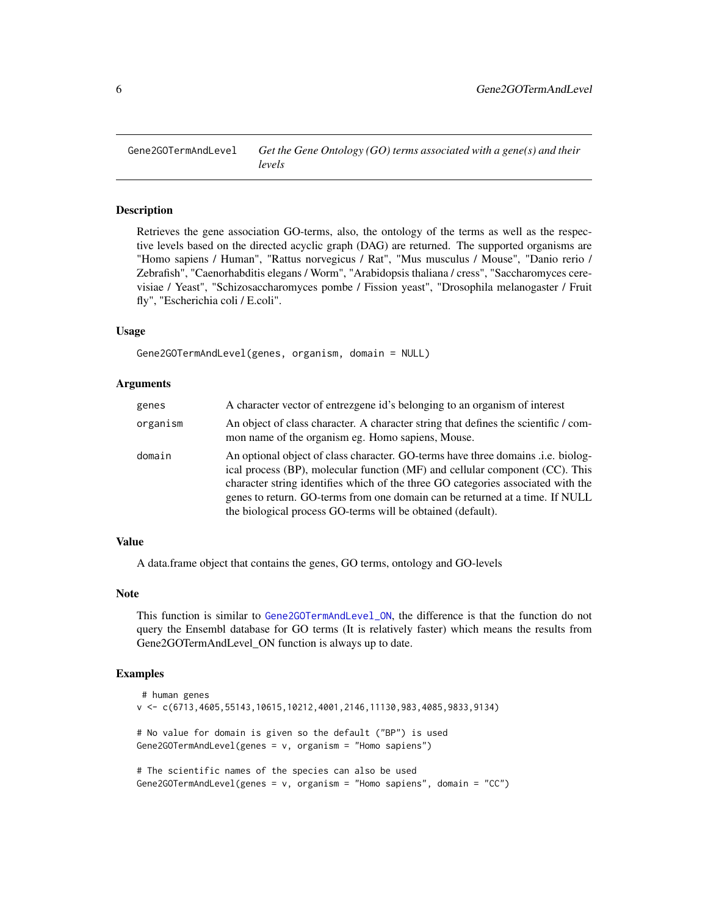## Gene2GOTermAndLevel

*Get the Gene Ontology (GO) terms associated with a gene(s) and their levels*

### Description

Retrieves the gene association GO-terms, also, the ontology of the terms as well as the respective levels based on the directed acyclic graph (DAG) are returned. The supported organisms are "Homo sapiens / Human", "Rattus norvegicus / Rat", "Mus musculus / Mouse", "Danio rerio / Zebrafish", "Caenorhabditis elegans / Worm", "Arabidopsis thaliana / cress", "Saccharomyces cerevisiae / Yeast", "Schizosaccharomyces pombe / Fission yeast", "Drosophila melanogaster / Fruit fly", "Escherichia coli / E.coli".

### Usage

```
Gene2GOTermAndLevel(genes, organism, domain = NULL)
```

### Arguments

| | |
|---|---|
| genes | A character vector of entrezgene id's belonging to an organism of interest |
| organism | An object of class character. A character string that defines the scientific / common name of the organism eg. Homo sapiens, Mouse. |
| domain | An optional object of class character. GO-terms have three domains .i.e. biological process (BP), molecular function (MF) and cellular component (CC). This character string identifies which of the three GO categories associated with the genes to return. GO-terms from one domain can be returned at a time. If NULL the biological process GO-terms will be obtained (default). |

### Value

A data.frame object that contains the genes, GO terms, ontology and GO-levels

### Note

This function is similar to Gene2GOTermAndLevel_ON, the difference is that the function do not query the Ensembl database for GO terms (It is relatively faster) which means the results from Gene2GOTermAndLevel_ON function is always up to date.

### Examples

```
 # human genes
v <- c(6713,4605,55143,10615,10212,4001,2146,11130,983,4085,9833,9134)

# No value for domain is given so the default ("BP") is used
Gene2GOTermAndLevel(genes = v, organism = "Homo sapiens")

# The scientific names of the species can also be used
Gene2GOTermAndLevel(genes = v, organism = "Homo sapiens", domain = "CC")
```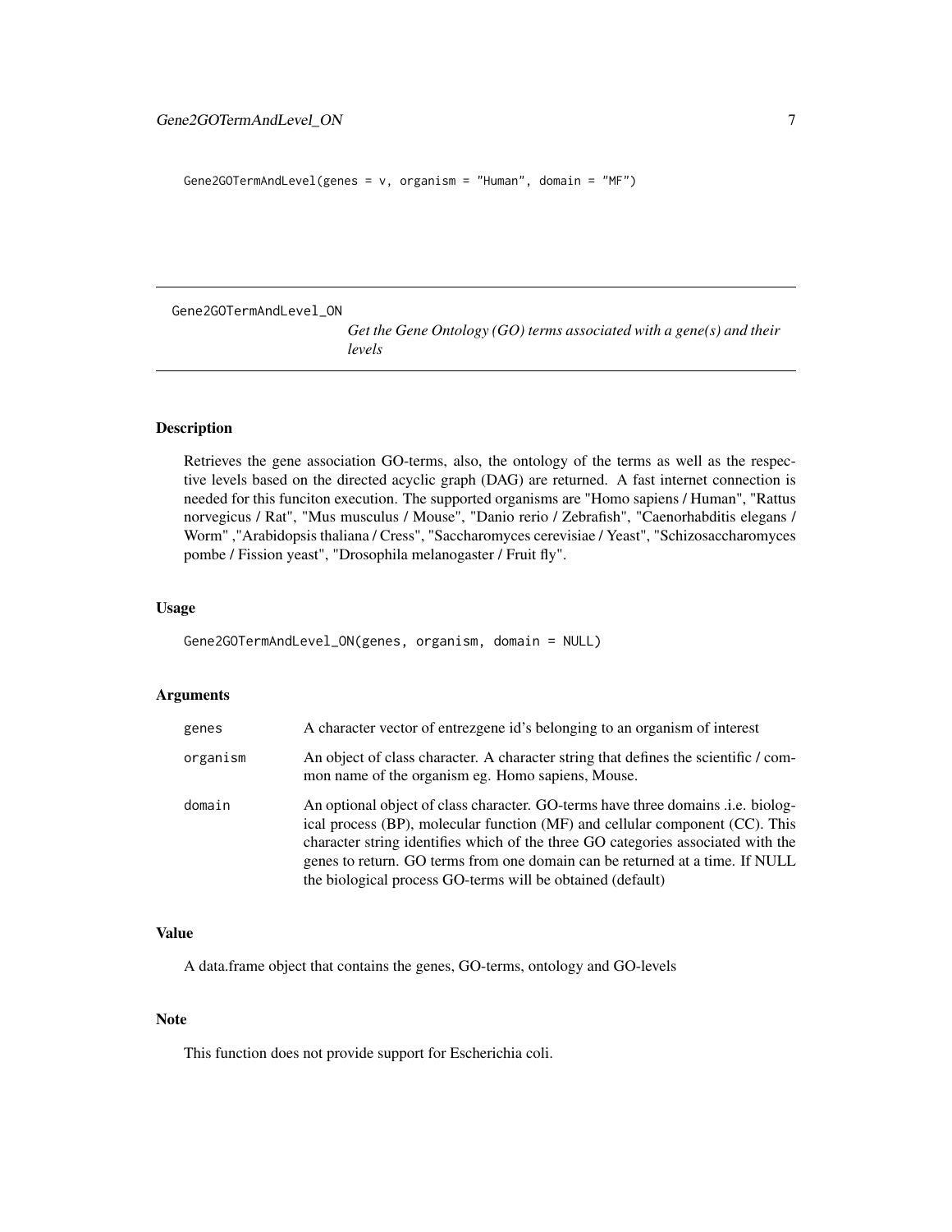```
Gene2GOTermAndLevel(genes = v, organism = "Human", domain = "MF")
```

## Gene2GOTermAndLevel_ON

*Get the Gene Ontology (GO) terms associated with a gene(s) and their levels*

### Description

Retrieves the gene association GO-terms, also, the ontology of the terms as well as the respective levels based on the directed acyclic graph (DAG) are returned. A fast internet connection is needed for this funciton execution. The supported organisms are "Homo sapiens / Human", "Rattus norvegicus / Rat", "Mus musculus / Mouse", "Danio rerio / Zebrafish", "Caenorhabditis elegans / Worm" ,"Arabidopsis thaliana / Cress", "Saccharomyces cerevisiae / Yeast", "Schizosaccharomyces pombe / Fission yeast", "Drosophila melanogaster / Fruit fly".

### Usage

```
Gene2GOTermAndLevel_ON(genes, organism, domain = NULL)
```

### Arguments

| | |
|---|---|
| genes | A character vector of entrezgene id's belonging to an organism of interest |
| organism | An object of class character. A character string that defines the scientific / common name of the organism eg. Homo sapiens, Mouse. |
| domain | An optional object of class character. GO-terms have three domains .i.e. biological process (BP), molecular function (MF) and cellular component (CC). This character string identifies which of the three GO categories associated with the genes to return. GO terms from one domain can be returned at a time. If NULL the biological process GO-terms will be obtained (default) |

### Value

A data.frame object that contains the genes, GO-terms, ontology and GO-levels

### Note

This function does not provide support for Escherichia coli.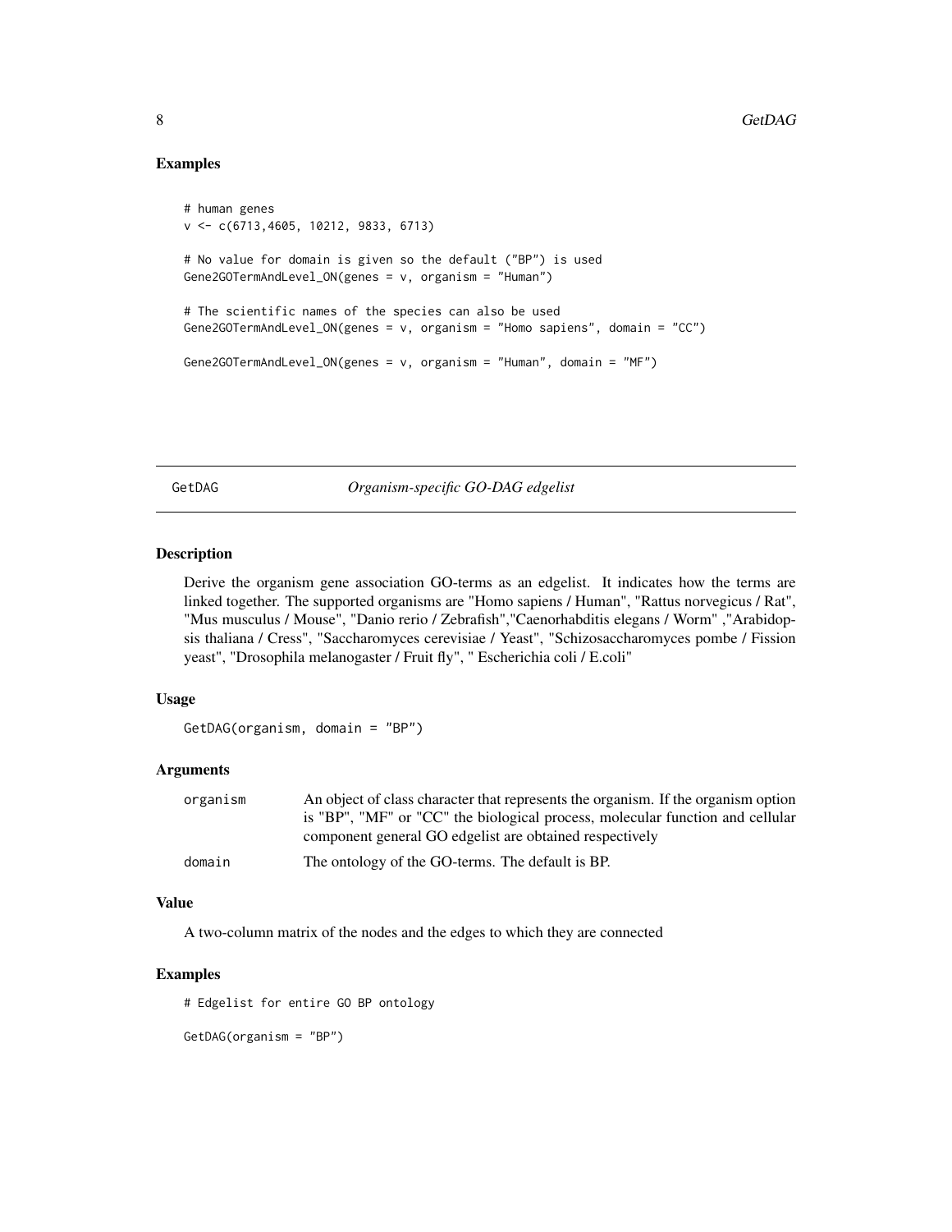### Examples

```
# human genes
v <- c(6713,4605, 10212, 9833, 6713)

# No value for domain is given so the default ("BP") is used
Gene2GOTermAndLevel_ON(genes = v, organism = "Human")

# The scientific names of the species can also be used
Gene2GOTermAndLevel_ON(genes = v, organism = "Homo sapiens", domain = "CC")

Gene2GOTermAndLevel_ON(genes = v, organism = "Human", domain = "MF")
```

---

## GetDAG — *Organism-specific GO-DAG edgelist*

---

### Description

Derive the organism gene association GO-terms as an edgelist. It indicates how the terms are linked together. The supported organisms are "Homo sapiens / Human", "Rattus norvegicus / Rat", "Mus musculus / Mouse", "Danio rerio / Zebrafish","Caenorhabditis elegans / Worm" ,"Arabidopsis thaliana / Cress", "Saccharomyces cerevisiae / Yeast", "Schizosaccharomyces pombe / Fission yeast", "Drosophila melanogaster / Fruit fly", " Escherichia coli / E.coli"

### Usage

```
GetDAG(organism, domain = "BP")
```

### Arguments

| | |
|---|---|
| `organism` | An object of class character that represents the organism. If the organism option is "BP", "MF" or "CC" the biological process, molecular function and cellular component general GO edgelist are obtained respectively |
| `domain` | The ontology of the GO-terms. The default is BP. |

### Value

A two-column matrix of the nodes and the edges to which they are connected

### Examples

```
# Edgelist for entire GO BP ontology

GetDAG(organism = "BP")
```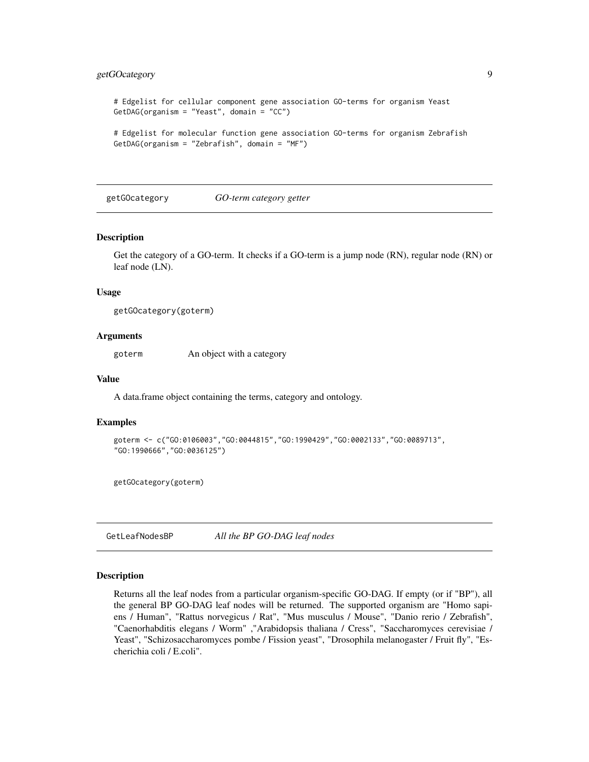```
# Edgelist for cellular component gene association GO-terms for organism Yeast
GetDAG(organism = "Yeast", domain = "CC")

# Edgelist for molecular function gene association GO-terms for organism Zebrafish
GetDAG(organism = "Zebrafish", domain = "MF")
```

## getGOcategory *GO-term category getter*

### Description

Get the category of a GO-term. It checks if a GO-term is a jump node (RN), regular node (RN) or leaf node (LN).

### Usage

```
getGOcategory(goterm)
```

### Arguments

| | |
|---|---|
| goterm | An object with a category |

### Value

A data.frame object containing the terms, category and ontology.

### Examples

```
goterm <- c("GO:0106003","GO:0044815","GO:1990429","GO:0002133","GO:0089713",
"GO:1990666","GO:0036125")


getGOcategory(goterm)
```

## GetLeafNodesBP *All the BP GO-DAG leaf nodes*

### Description

Returns all the leaf nodes from a particular organism-specific GO-DAG. If empty (or if "BP"), all the general BP GO-DAG leaf nodes will be returned. The supported organism are "Homo sapiens / Human", "Rattus norvegicus / Rat", "Mus musculus / Mouse", "Danio rerio / Zebrafish", "Caenorhabditis elegans / Worm" ,"Arabidopsis thaliana / Cress", "Saccharomyces cerevisiae / Yeast", "Schizosaccharomyces pombe / Fission yeast", "Drosophila melanogaster / Fruit fly", "Escherichia coli / E.coli".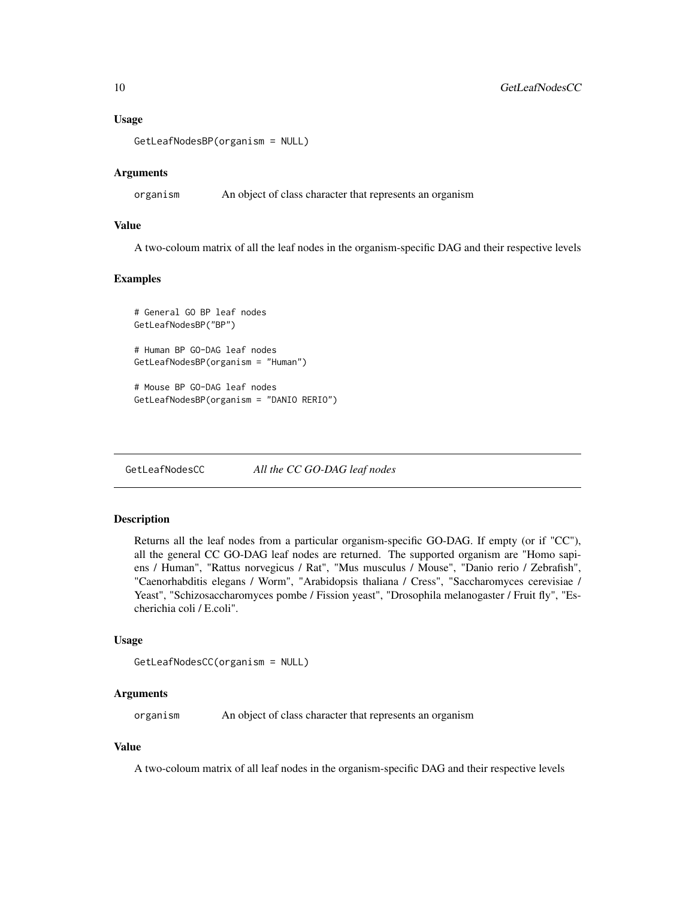### Usage

```
GetLeafNodesBP(organism = NULL)
```

### Arguments

organism An object of class character that represents an organism

### Value

A two-coloum matrix of all the leaf nodes in the organism-specific DAG and their respective levels

### Examples

```
# General GO BP leaf nodes
GetLeafNodesBP("BP")

# Human BP GO-DAG leaf nodes
GetLeafNodesBP(organism = "Human")

# Mouse BP GO-DAG leaf nodes
GetLeafNodesBP(organism = "DANIO RERIO")
```

---

## GetLeafNodesCC *All the CC GO-DAG leaf nodes*

---

### Description

Returns all the leaf nodes from a particular organism-specific GO-DAG. If empty (or if "CC"), all the general CC GO-DAG leaf nodes are returned. The supported organism are "Homo sapiens / Human", "Rattus norvegicus / Rat", "Mus musculus / Mouse", "Danio rerio / Zebrafish", "Caenorhabditis elegans / Worm", "Arabidopsis thaliana / Cress", "Saccharomyces cerevisiae / Yeast", "Schizosaccharomyces pombe / Fission yeast", "Drosophila melanogaster / Fruit fly", "Escherichia coli / E.coli".

### Usage

```
GetLeafNodesCC(organism = NULL)
```

### Arguments

organism An object of class character that represents an organism

### Value

A two-coloum matrix of all leaf nodes in the organism-specific DAG and their respective levels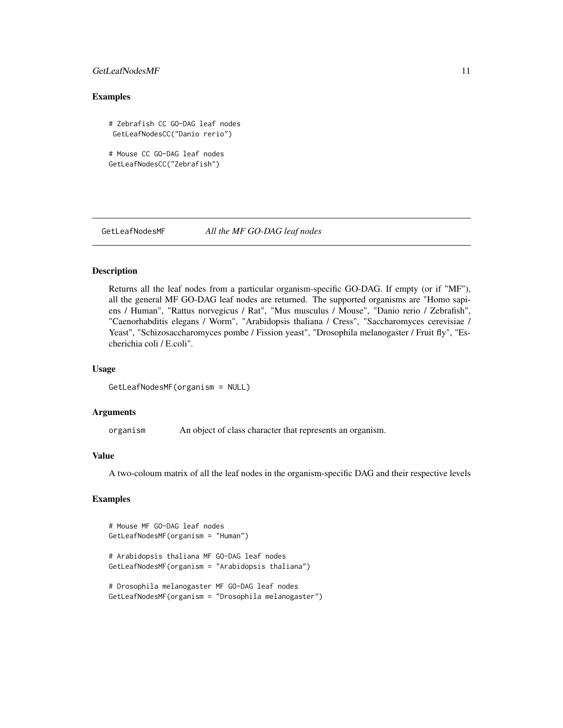## Examples

```
# Zebrafish CC GO-DAG leaf nodes
 GetLeafNodesCC("Danio rerio")

# Mouse CC GO-DAG leaf nodes
GetLeafNodesCC("Zebrafish")
```

---

## GetLeafNodesMF — *All the MF GO-DAG leaf nodes*

---

### Description

Returns all the leaf nodes from a particular organism-specific GO-DAG. If empty (or if "MF"), all the general MF GO-DAG leaf nodes are returned. The supported organisms are "Homo sapiens / Human", "Rattus norvegicus / Rat", "Mus musculus / Mouse", "Danio rerio / Zebrafish", "Caenorhabditis elegans / Worm", "Arabidopsis thaliana / Cress", "Saccharomyces cerevisiae / Yeast", "Schizosaccharomyces pombe / Fission yeast", "Drosophila melanogaster / Fruit fly", "Escherichia coli / E.coli".

### Usage

```
GetLeafNodesMF(organism = NULL)
```

### Arguments

| | |
|---|---|
| organism | An object of class character that represents an organism. |

### Value

A two-coloum matrix of all the leaf nodes in the organism-specific DAG and their respective levels

### Examples

```
# Mouse MF GO-DAG leaf nodes
GetLeafNodesMF(organism = "Human")

# Arabidopsis thaliana MF GO-DAG leaf nodes
GetLeafNodesMF(organism = "Arabidopsis thaliana")

# Drosophila melanogaster MF GO-DAG leaf nodes
GetLeafNodesMF(organism = "Drosophila melanogaster")
```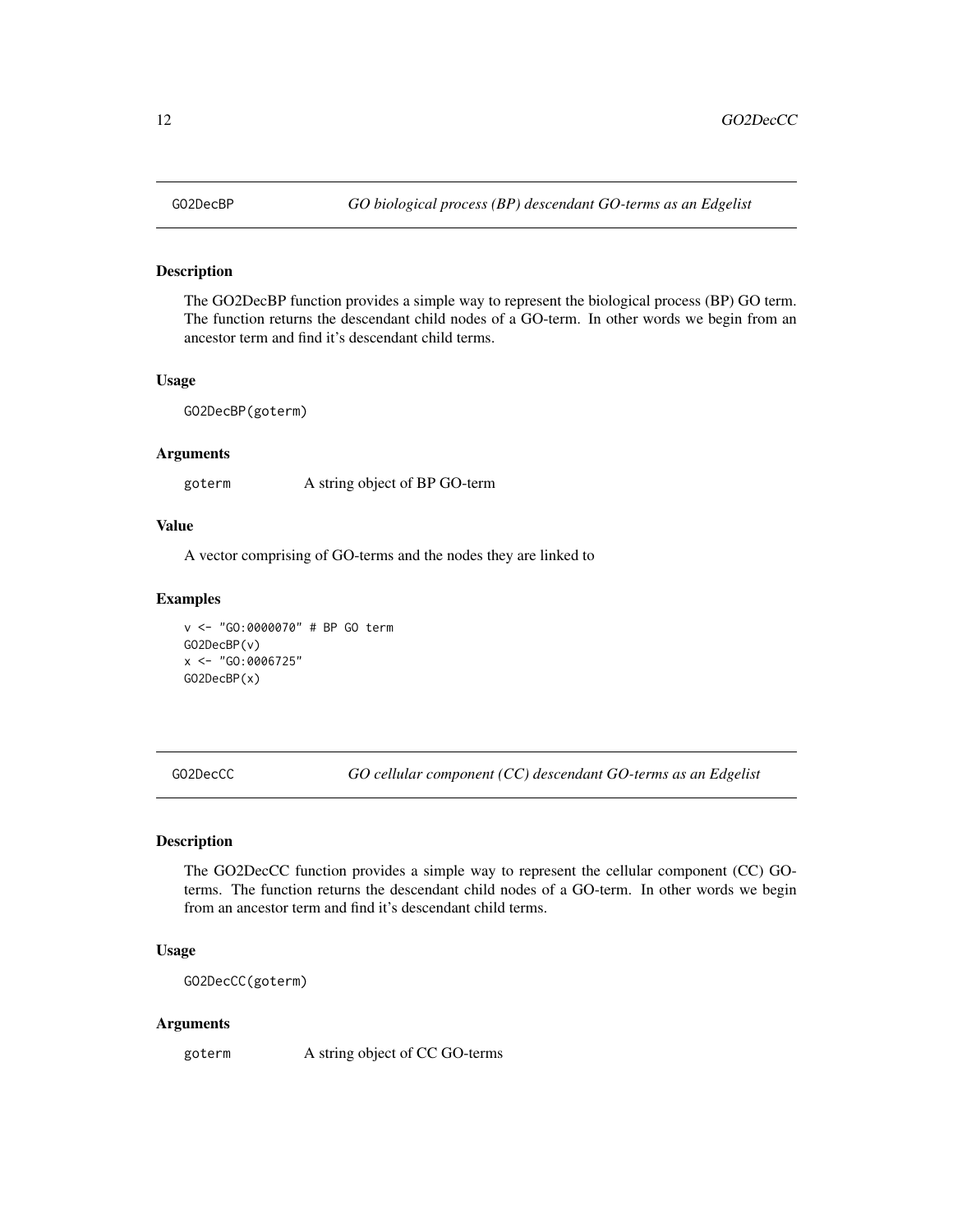## GO2DecBP *GO biological process (BP) descendant GO-terms as an Edgelist*

### Description

The GO2DecBP function provides a simple way to represent the biological process (BP) GO term. The function returns the descendant child nodes of a GO-term. In other words we begin from an ancestor term and find it's descendant child terms.

### Usage

```
GO2DecBP(goterm)
```

### Arguments

| | |
|---|---|
| goterm | A string object of BP GO-term |

### Value

A vector comprising of GO-terms and the nodes they are linked to

### Examples

```
v <- "GO:0000070" # BP GO term
GO2DecBP(v)
x <- "GO:0006725"
GO2DecBP(x)
```

## GO2DecCC *GO cellular component (CC) descendant GO-terms as an Edgelist*

### Description

The GO2DecCC function provides a simple way to represent the cellular component (CC) GO-terms. The function returns the descendant child nodes of a GO-term. In other words we begin from an ancestor term and find it's descendant child terms.

### Usage

```
GO2DecCC(goterm)
```

### Arguments

| | |
|---|---|
| goterm | A string object of CC GO-terms |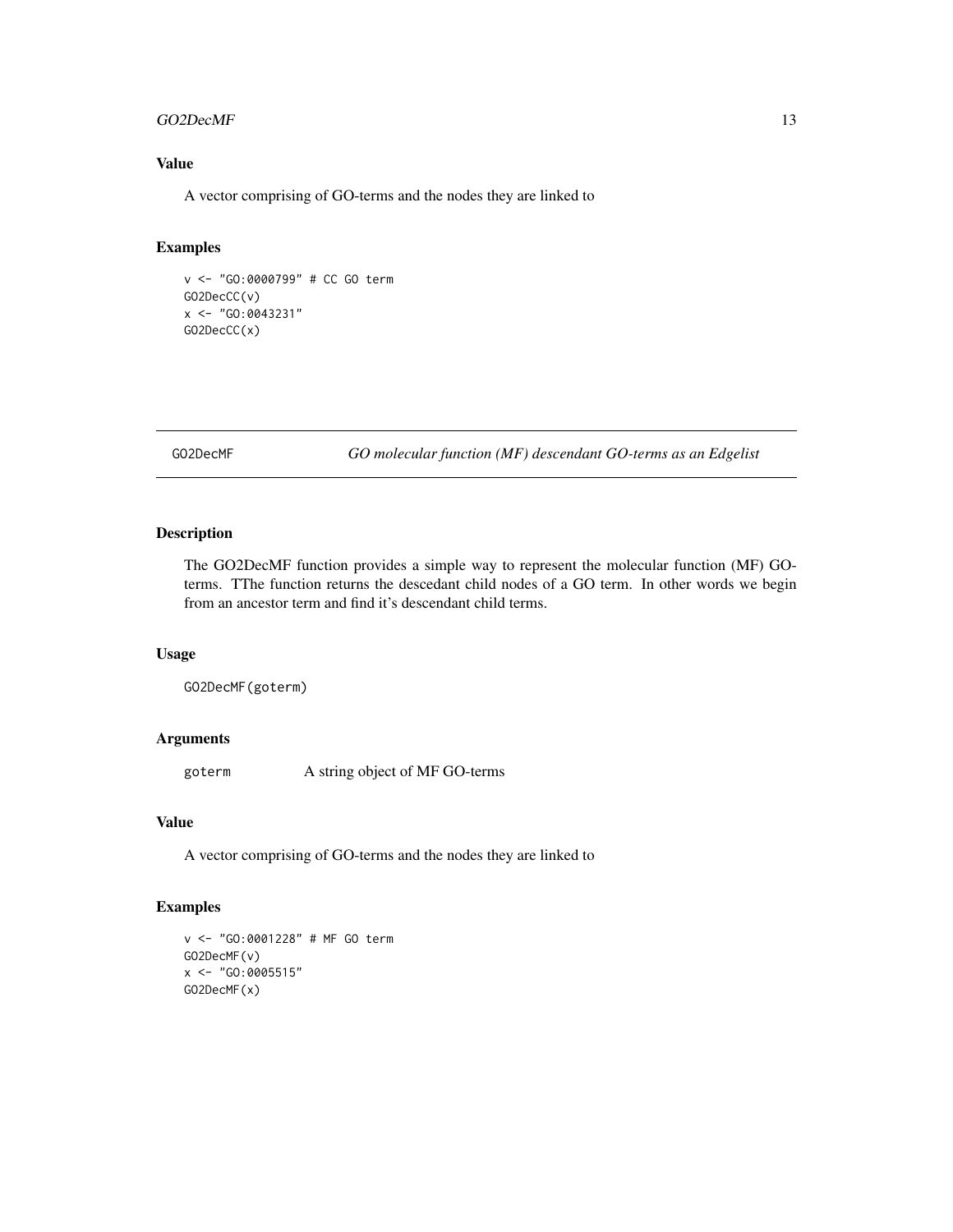## Value

A vector comprising of GO-terms and the nodes they are linked to

## Examples

```
v <- "GO:0000799" # CC GO term
GO2DecCC(v)
x <- "GO:0043231"
GO2DecCC(x)
```

---

# GO2DecMF — *GO molecular function (MF) descendant GO-terms as an Edgelist*

---

## Description

The GO2DecMF function provides a simple way to represent the molecular function (MF) GO-terms. TThe function returns the descedant child nodes of a GO term. In other words we begin from an ancestor term and find it's descendant child terms.

## Usage

```
GO2DecMF(goterm)
```

## Arguments

| | |
|---|---|
| goterm | A string object of MF GO-terms |

## Value

A vector comprising of GO-terms and the nodes they are linked to

## Examples

```
v <- "GO:0001228" # MF GO term
GO2DecMF(v)
x <- "GO:0005515"
GO2DecMF(x)
```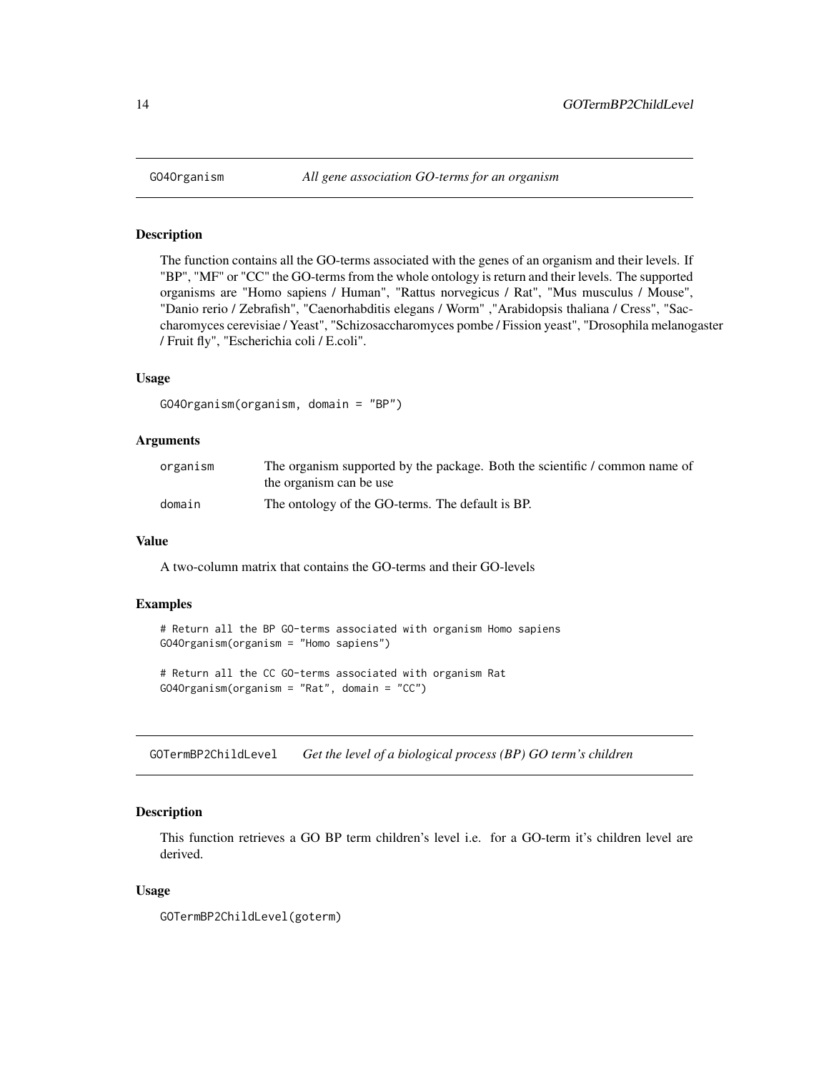## GO4Organism — *All gene association GO-terms for an organism*

### Description

The function contains all the GO-terms associated with the genes of an organism and their levels. If "BP", "MF" or "CC" the GO-terms from the whole ontology is return and their levels. The supported organisms are "Homo sapiens / Human", "Rattus norvegicus / Rat", "Mus musculus / Mouse", "Danio rerio / Zebrafish", "Caenorhabditis elegans / Worm" ,"Arabidopsis thaliana / Cress", "Saccharomyces cerevisiae / Yeast", "Schizosaccharomyces pombe / Fission yeast", "Drosophila melanogaster / Fruit fly", "Escherichia coli / E.coli".

### Usage

```
GO4Organism(organism, domain = "BP")
```

### Arguments

| | |
|---|---|
| organism | The organism supported by the package. Both the scientific / common name of the organism can be use |
| domain | The ontology of the GO-terms. The default is BP. |

### Value

A two-column matrix that contains the GO-terms and their GO-levels

### Examples

```
# Return all the BP GO-terms associated with organism Homo sapiens
GO4Organism(organism = "Homo sapiens")

# Return all the CC GO-terms associated with organism Rat
GO4Organism(organism = "Rat", domain = "CC")
```

## GOTermBP2ChildLevel — *Get the level of a biological process (BP) GO term's children*

### Description

This function retrieves a GO BP term children's level i.e. for a GO-term it's children level are derived.

### Usage

```
GOTermBP2ChildLevel(goterm)
```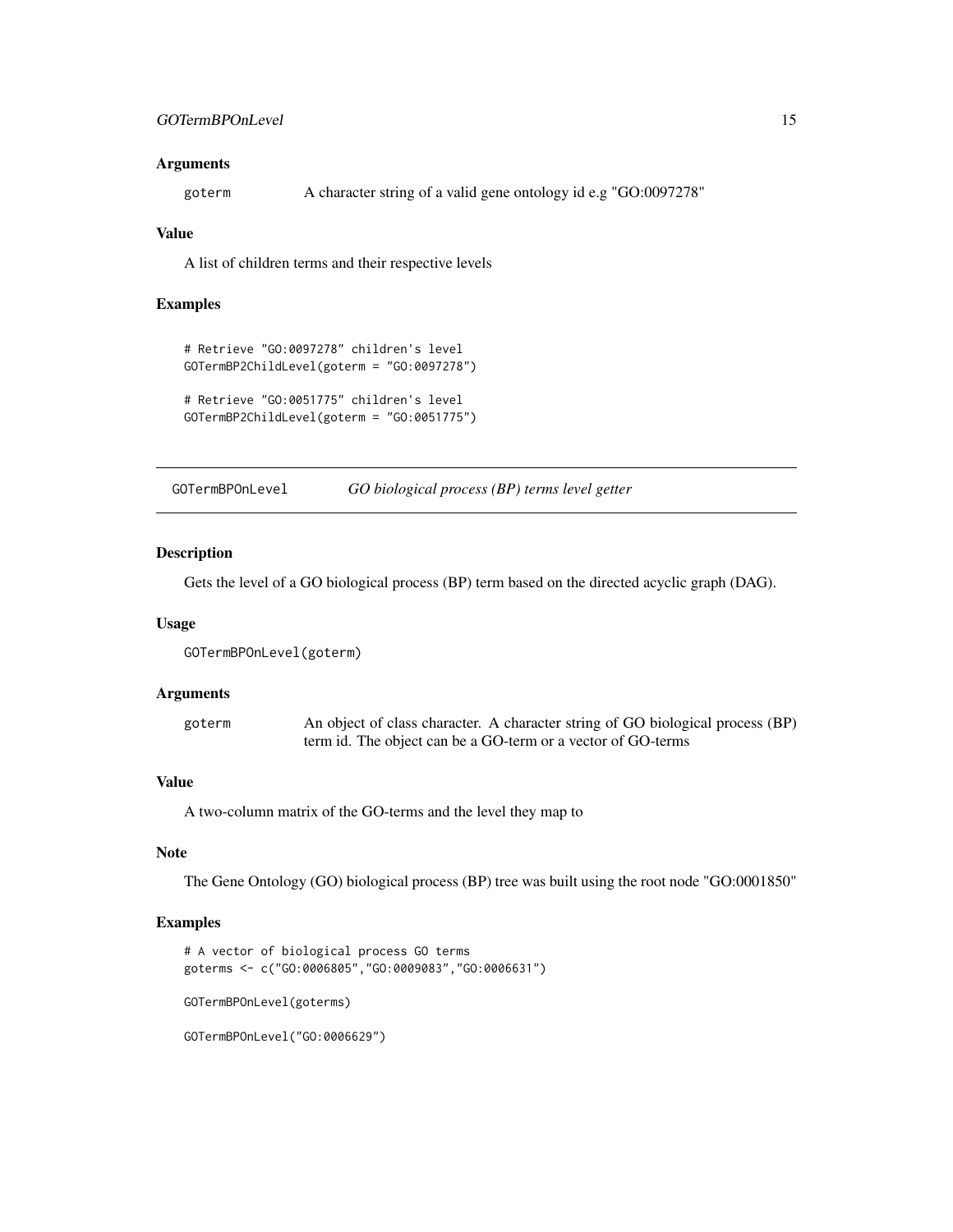### Arguments

goterm — A character string of a valid gene ontology id e.g "GO:0097278"

### Value

A list of children terms and their respective levels

### Examples

```
# Retrieve "GO:0097278" children's level
GOTermBP2ChildLevel(goterm = "GO:0097278")

# Retrieve "GO:0051775" children's level
GOTermBP2ChildLevel(goterm = "GO:0051775")
```

---

## GOTermBPOnLevel — *GO biological process (BP) terms level getter*

---

### Description

Gets the level of a GO biological process (BP) term based on the directed acyclic graph (DAG).

### Usage

```
GOTermBPOnLevel(goterm)
```

### Arguments

goterm — An object of class character. A character string of GO biological process (BP) term id. The object can be a GO-term or a vector of GO-terms

### Value

A two-column matrix of the GO-terms and the level they map to

### Note

The Gene Ontology (GO) biological process (BP) tree was built using the root node "GO:0001850"

### Examples

```
# A vector of biological process GO terms
goterms <- c("GO:0006805","GO:0009083","GO:0006631")

GOTermBPOnLevel(goterms)

GOTermBPOnLevel("GO:0006629")
```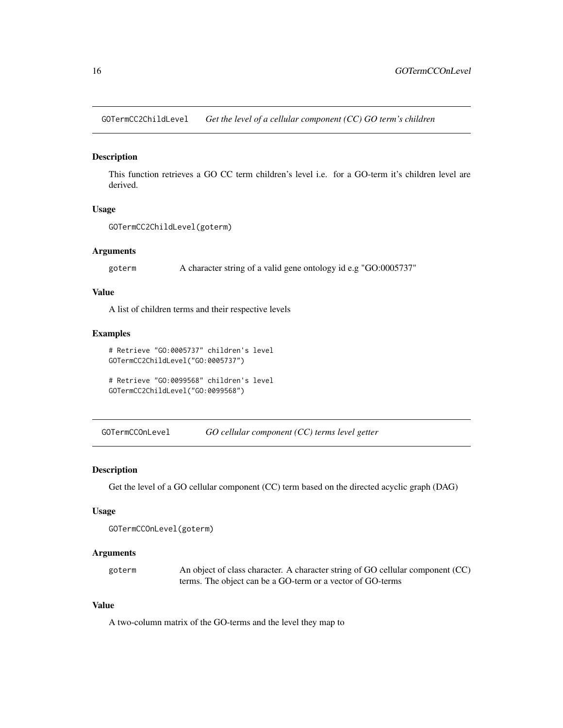## GOTermCC2ChildLevel *Get the level of a cellular component (CC) GO term's children*

### Description

This function retrieves a GO CC term children's level i.e. for a GO-term it's children level are derived.

### Usage

```
GOTermCC2ChildLevel(goterm)
```

### Arguments

| | |
|---|---|
| goterm | A character string of a valid gene ontology id e.g "GO:0005737" |

### Value

A list of children terms and their respective levels

### Examples

```
# Retrieve "GO:0005737" children's level
GOTermCC2ChildLevel("GO:0005737")

# Retrieve "GO:0099568" children's level
GOTermCC2ChildLevel("GO:0099568")
```

## GOTermCCOnLevel *GO cellular component (CC) terms level getter*

### Description

Get the level of a GO cellular component (CC) term based on the directed acyclic graph (DAG)

### Usage

```
GOTermCCOnLevel(goterm)
```

### Arguments

| | |
|---|---|
| goterm | An object of class character. A character string of GO cellular component (CC) terms. The object can be a GO-term or a vector of GO-terms |

### Value

A two-column matrix of the GO-terms and the level they map to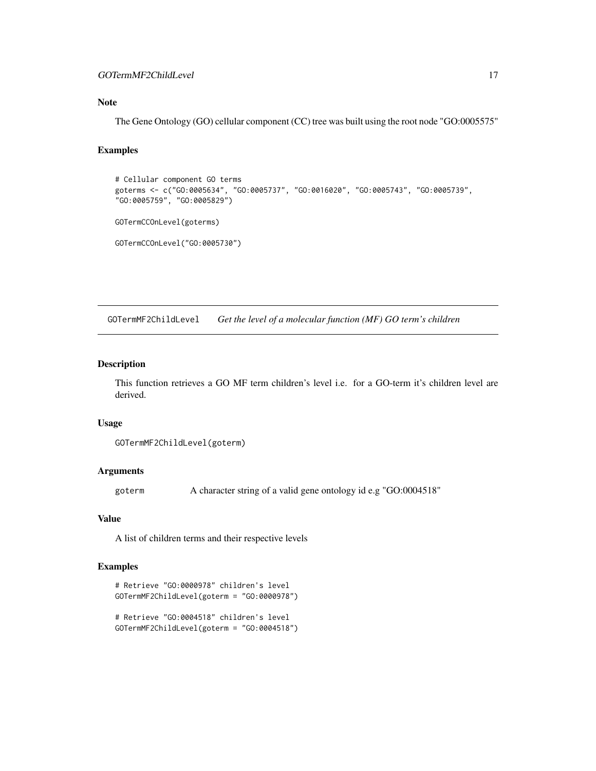## Note

The Gene Ontology (GO) cellular component (CC) tree was built using the root node "GO:0005575"

## Examples

```
# Cellular component GO terms
goterms <- c("GO:0005634", "GO:0005737", "GO:0016020", "GO:0005743", "GO:0005739",
"GO:0005759", "GO:0005829")

GOTermCCOnLevel(goterms)

GOTermCCOnLevel("GO:0005730")
```

---

# GOTermMF2ChildLevel *Get the level of a molecular function (MF) GO term's children*

---

## Description

This function retrieves a GO MF term children's level i.e. for a GO-term it's children level are derived.

## Usage

```
GOTermMF2ChildLevel(goterm)
```

## Arguments

| | |
|---|---|
| goterm | A character string of a valid gene ontology id e.g "GO:0004518" |

## Value

A list of children terms and their respective levels

## Examples

```
# Retrieve "GO:0000978" children's level
GOTermMF2ChildLevel(goterm = "GO:0000978")

# Retrieve "GO:0004518" children's level
GOTermMF2ChildLevel(goterm = "GO:0004518")
```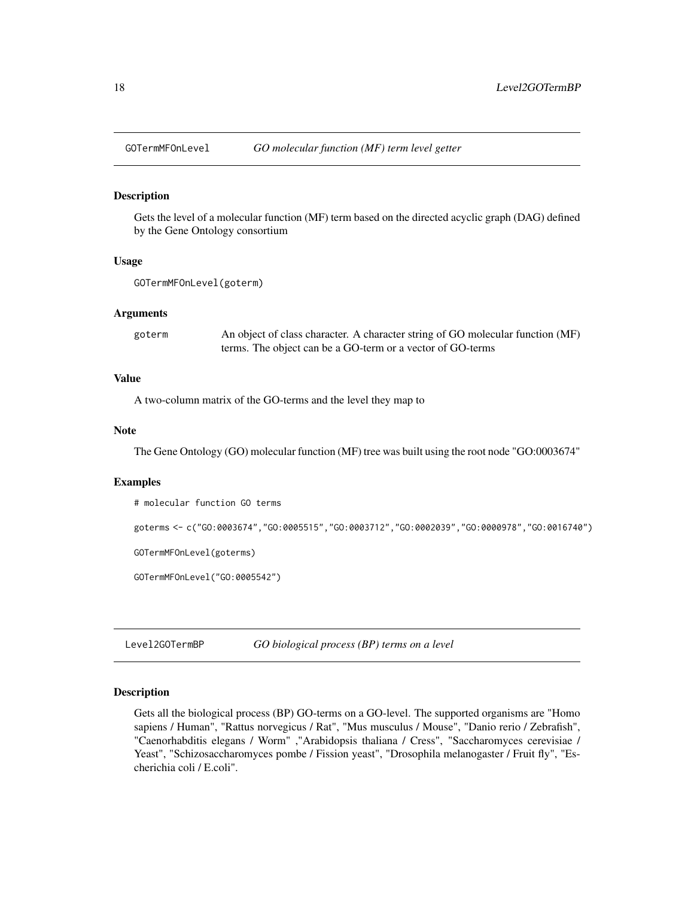## GOTermMFOnLevel — *GO molecular function (MF) term level getter*

### Description

Gets the level of a molecular function (MF) term based on the directed acyclic graph (DAG) defined by the Gene Ontology consortium

### Usage

```
GOTermMFOnLevel(goterm)
```

### Arguments

| | |
|---|---|
| goterm | An object of class character. A character string of GO molecular function (MF) terms. The object can be a GO-term or a vector of GO-terms |

### Value

A two-column matrix of the GO-terms and the level they map to

### Note

The Gene Ontology (GO) molecular function (MF) tree was built using the root node "GO:0003674"

### Examples

```
# molecular function GO terms

goterms <- c("GO:0003674","GO:0005515","GO:0003712","GO:0002039","GO:0000978","GO:0016740")

GOTermMFOnLevel(goterms)

GOTermMFOnLevel("GO:0005542")
```

## Level2GOTermBP — *GO biological process (BP) terms on a level*

### Description

Gets all the biological process (BP) GO-terms on a GO-level. The supported organisms are "Homo sapiens / Human", "Rattus norvegicus / Rat", "Mus musculus / Mouse", "Danio rerio / Zebrafish", "Caenorhabditis elegans / Worm" ,"Arabidopsis thaliana / Cress", "Saccharomyces cerevisiae / Yeast", "Schizosaccharomyces pombe / Fission yeast", "Drosophila melanogaster / Fruit fly", "Escherichia coli / E.coli".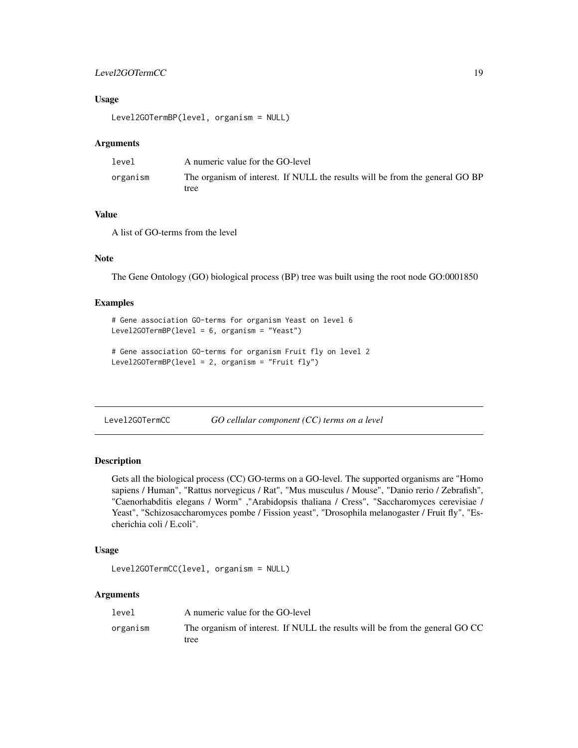### Usage

```
Level2GOTermBP(level, organism = NULL)
```

### Arguments

| | |
|---|---|
| `level` | A numeric value for the GO-level |
| `organism` | The organism of interest. If NULL the results will be from the general GO BP tree |

### Value

A list of GO-terms from the level

### Note

The Gene Ontology (GO) biological process (BP) tree was built using the root node GO:0001850

### Examples

```
# Gene association GO-terms for organism Yeast on level 6
Level2GOTermBP(level = 6, organism = "Yeast")

# Gene association GO-terms for organism Fruit fly on level 2
Level2GOTermBP(level = 2, organism = "Fruit fly")
```

---

## `Level2GOTermCC` *GO cellular component (CC) terms on a level*

### Description

Gets all the biological process (CC) GO-terms on a GO-level. The supported organisms are "Homo sapiens / Human", "Rattus norvegicus / Rat", "Mus musculus / Mouse", "Danio rerio / Zebrafish", "Caenorhabditis elegans / Worm" ,"Arabidopsis thaliana / Cress", "Saccharomyces cerevisiae / Yeast", "Schizosaccharomyces pombe / Fission yeast", "Drosophila melanogaster / Fruit fly", "Escherichia coli / E.coli".

### Usage

```
Level2GOTermCC(level, organism = NULL)
```

### Arguments

| | |
|---|---|
| `level` | A numeric value for the GO-level |
| `organism` | The organism of interest. If NULL the results will be from the general GO CC tree |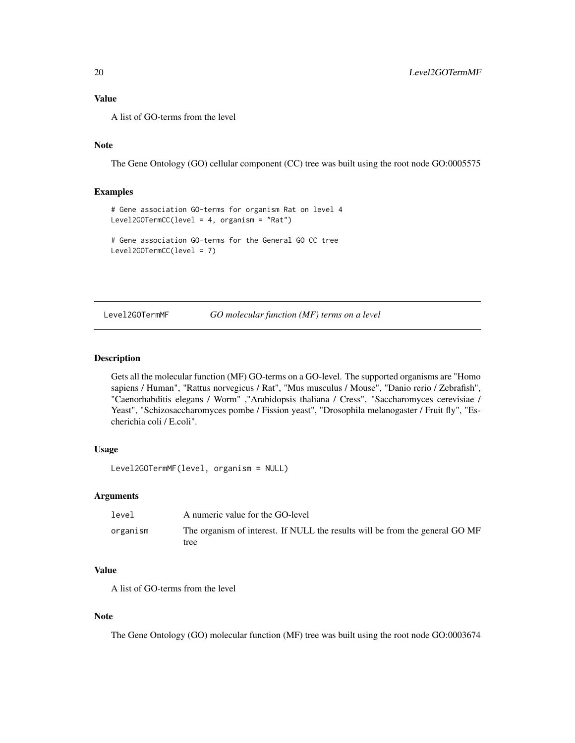### Value

A list of GO-terms from the level

### Note

The Gene Ontology (GO) cellular component (CC) tree was built using the root node GO:0005575

### Examples

```
# Gene association GO-terms for organism Rat on level 4
Level2GOTermCC(level = 4, organism = "Rat")

# Gene association GO-terms for the General GO CC tree
Level2GOTermCC(level = 7)
```

---

## Level2GOTermMF *GO molecular function (MF) terms on a level*

---

### Description

Gets all the molecular function (MF) GO-terms on a GO-level. The supported organisms are "Homo sapiens / Human", "Rattus norvegicus / Rat", "Mus musculus / Mouse", "Danio rerio / Zebrafish", "Caenorhabditis elegans / Worm" ,"Arabidopsis thaliana / Cress", "Saccharomyces cerevisiae / Yeast", "Schizosaccharomyces pombe / Fission yeast", "Drosophila melanogaster / Fruit fly", "Escherichia coli / E.coli".

### Usage

```
Level2GOTermMF(level, organism = NULL)
```

### Arguments

| | |
|---|---|
| `level` | A numeric value for the GO-level |
| `organism` | The organism of interest. If NULL the results will be from the general GO MF tree |

### Value

A list of GO-terms from the level

### Note

The Gene Ontology (GO) molecular function (MF) tree was built using the root node GO:0003674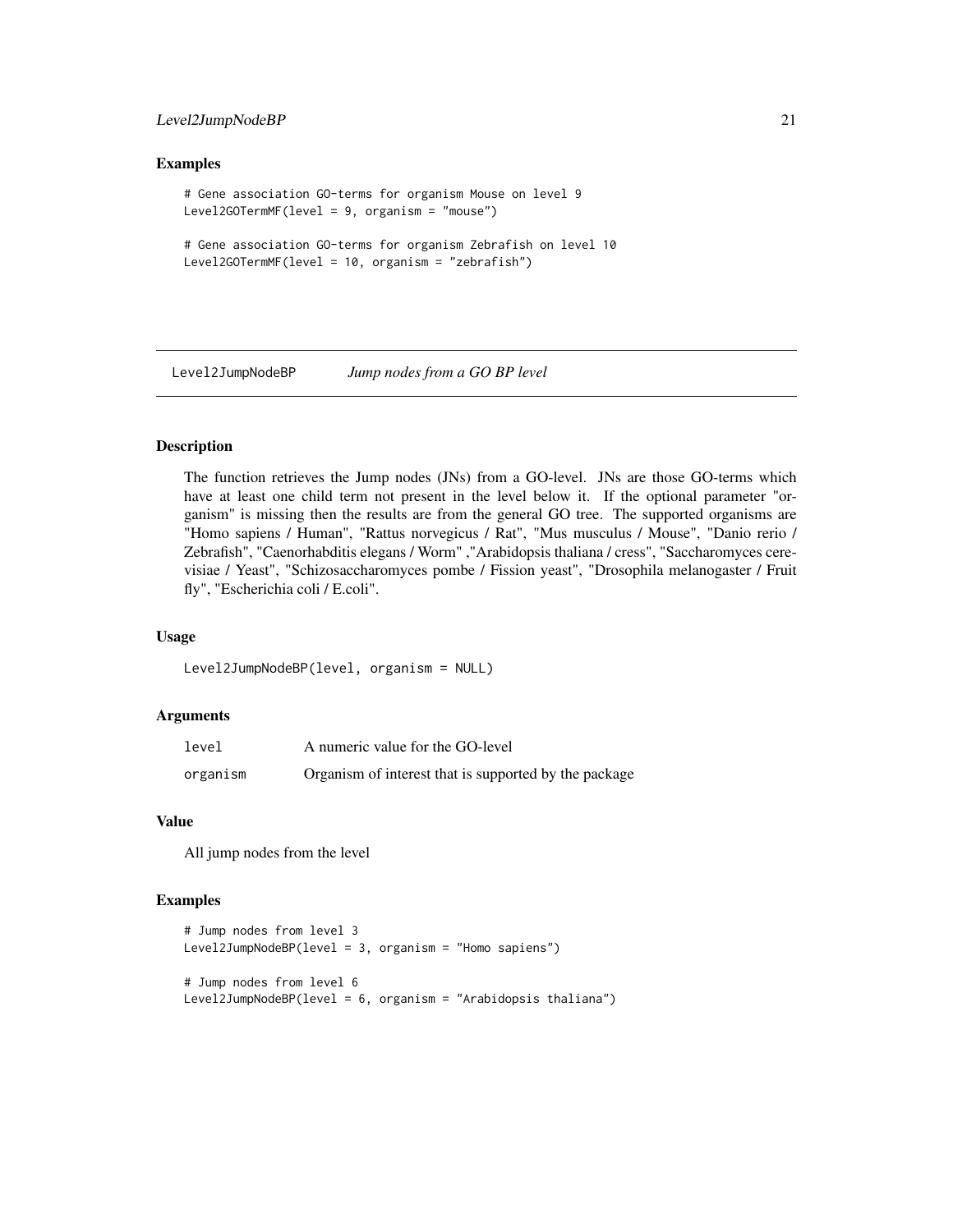## Examples

```
# Gene association GO-terms for organism Mouse on level 9
Level2GOTermMF(level = 9, organism = "mouse")

# Gene association GO-terms for organism Zebrafish on level 10
Level2GOTermMF(level = 10, organism = "zebrafish")
```

---

# Level2JumpNodeBP *Jump nodes from a GO BP level*

---

## Description

The function retrieves the Jump nodes (JNs) from a GO-level. JNs are those GO-terms which have at least one child term not present in the level below it. If the optional parameter "organism" is missing then the results are from the general GO tree. The supported organisms are "Homo sapiens / Human", "Rattus norvegicus / Rat", "Mus musculus / Mouse", "Danio rerio / Zebrafish", "Caenorhabditis elegans / Worm" ,"Arabidopsis thaliana / cress", "Saccharomyces cerevisiae / Yeast", "Schizosaccharomyces pombe / Fission yeast", "Drosophila melanogaster / Fruit fly", "Escherichia coli / E.coli".

## Usage

```
Level2JumpNodeBP(level, organism = NULL)
```

## Arguments

| | |
|---|---|
| level | A numeric value for the GO-level |
| organism | Organism of interest that is supported by the package |

## Value

All jump nodes from the level

## Examples

```
# Jump nodes from level 3
Level2JumpNodeBP(level = 3, organism = "Homo sapiens")

# Jump nodes from level 6
Level2JumpNodeBP(level = 6, organism = "Arabidopsis thaliana")
```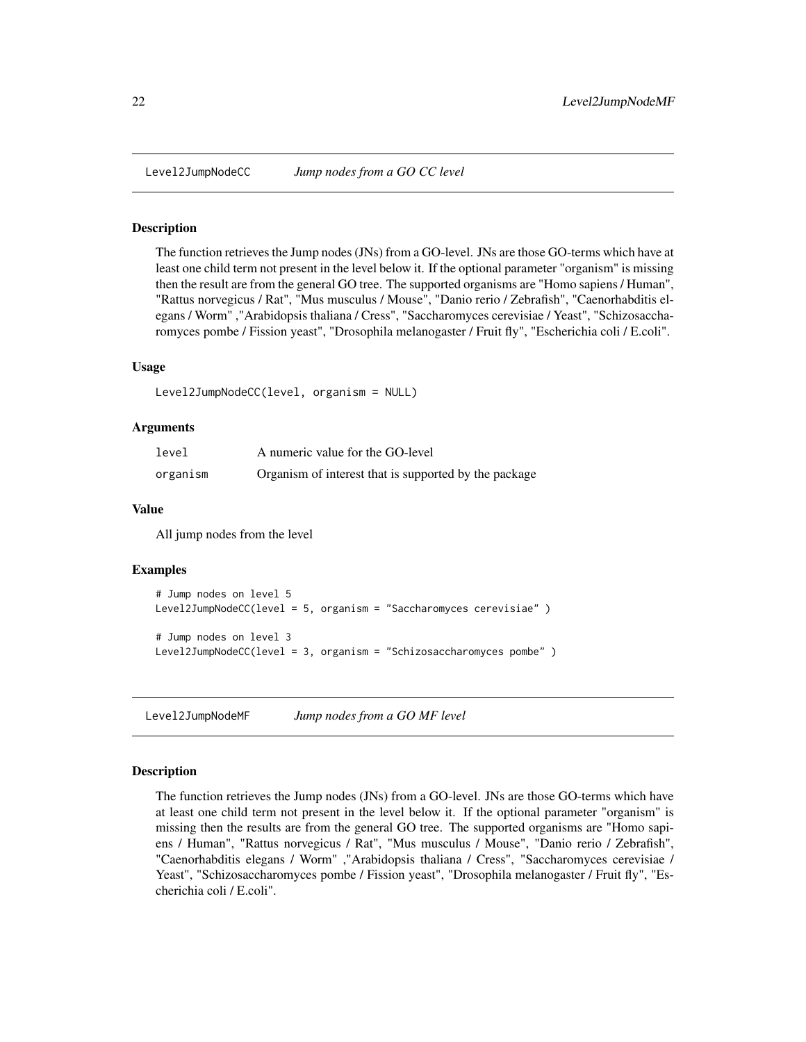## Level2JumpNodeCC — *Jump nodes from a GO CC level*

### Description

The function retrieves the Jump nodes (JNs) from a GO-level. JNs are those GO-terms which have at least one child term not present in the level below it. If the optional parameter "organism" is missing then the result are from the general GO tree. The supported organisms are "Homo sapiens / Human", "Rattus norvegicus / Rat", "Mus musculus / Mouse", "Danio rerio / Zebrafish", "Caenorhabditis elegans / Worm" ,"Arabidopsis thaliana / Cress", "Saccharomyces cerevisiae / Yeast", "Schizosaccharomyces pombe / Fission yeast", "Drosophila melanogaster / Fruit fly", "Escherichia coli / E.coli".

### Usage

```
Level2JumpNodeCC(level, organism = NULL)
```

### Arguments

| | |
|---|---|
| level | A numeric value for the GO-level |
| organism | Organism of interest that is supported by the package |

### Value

All jump nodes from the level

### Examples

```
# Jump nodes on level 5
Level2JumpNodeCC(level = 5, organism = "Saccharomyces cerevisiae" )

# Jump nodes on level 3
Level2JumpNodeCC(level = 3, organism = "Schizosaccharomyces pombe" )
```

## Level2JumpNodeMF — *Jump nodes from a GO MF level*

### Description

The function retrieves the Jump nodes (JNs) from a GO-level. JNs are those GO-terms which have at least one child term not present in the level below it. If the optional parameter "organism" is missing then the results are from the general GO tree. The supported organisms are "Homo sapiens / Human", "Rattus norvegicus / Rat", "Mus musculus / Mouse", "Danio rerio / Zebrafish", "Caenorhabditis elegans / Worm" ,"Arabidopsis thaliana / Cress", "Saccharomyces cerevisiae / Yeast", "Schizosaccharomyces pombe / Fission yeast", "Drosophila melanogaster / Fruit fly", "Escherichia coli / E.coli".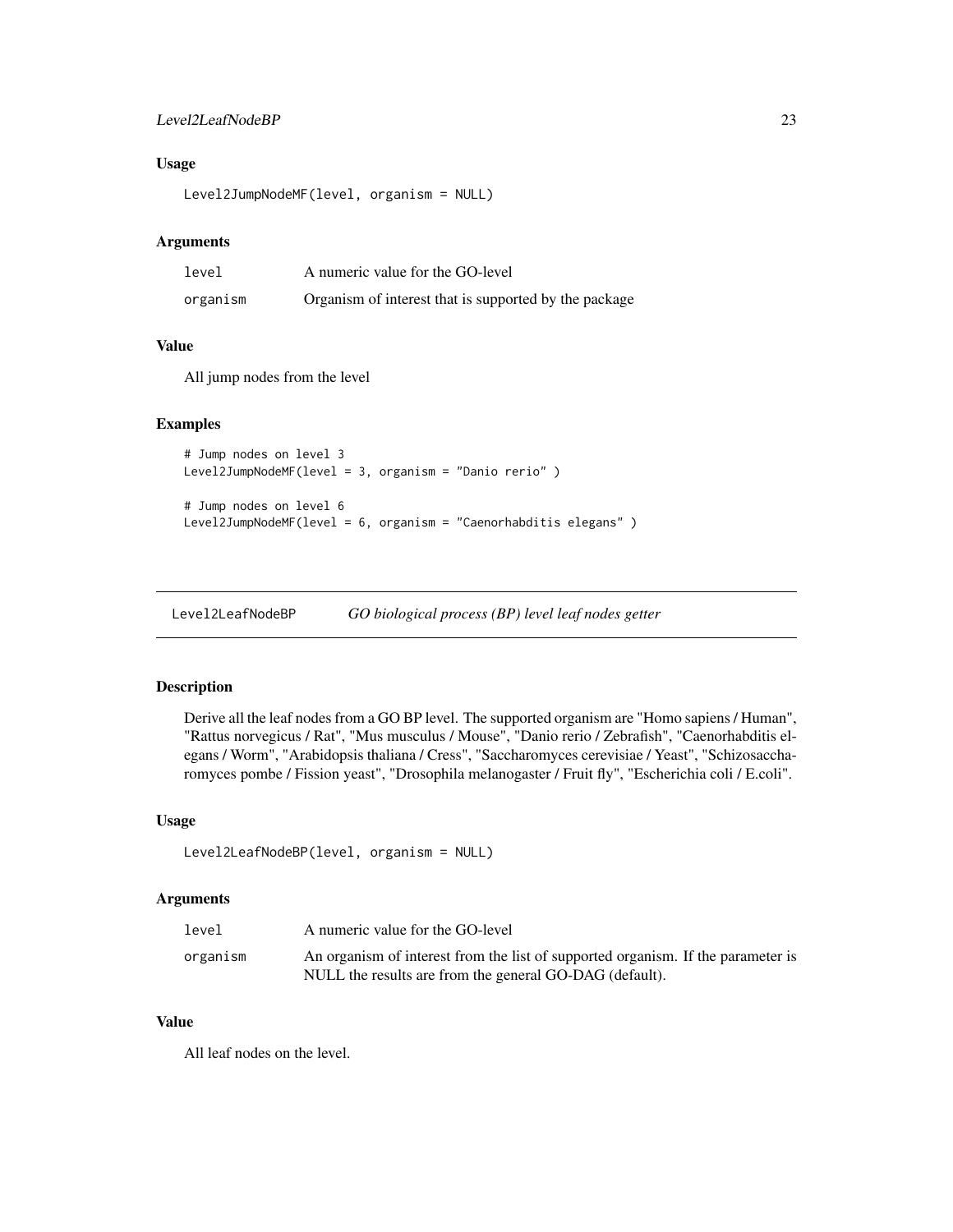## Usage

```
Level2JumpNodeMF(level, organism = NULL)
```

## Arguments

| | |
|---|---|
| level | A numeric value for the GO-level |
| organism | Organism of interest that is supported by the package |

## Value

All jump nodes from the level

## Examples

```
# Jump nodes on level 3
Level2JumpNodeMF(level = 3, organism = "Danio rerio" )

# Jump nodes on level 6
Level2JumpNodeMF(level = 6, organism = "Caenorhabditis elegans" )
```

---

# Level2LeafNodeBP &nbsp;&nbsp;&nbsp; *GO biological process (BP) level leaf nodes getter*

---

## Description

Derive all the leaf nodes from a GO BP level. The supported organism are "Homo sapiens / Human", "Rattus norvegicus / Rat", "Mus musculus / Mouse", "Danio rerio / Zebrafish", "Caenorhabditis elegans / Worm", "Arabidopsis thaliana / Cress", "Saccharomyces cerevisiae / Yeast", "Schizosaccharomyces pombe / Fission yeast", "Drosophila melanogaster / Fruit fly", "Escherichia coli / E.coli".

## Usage

```
Level2LeafNodeBP(level, organism = NULL)
```

## Arguments

| | |
|---|---|
| level | A numeric value for the GO-level |
| organism | An organism of interest from the list of supported organism. If the parameter is NULL the results are from the general GO-DAG (default). |

## Value

All leaf nodes on the level.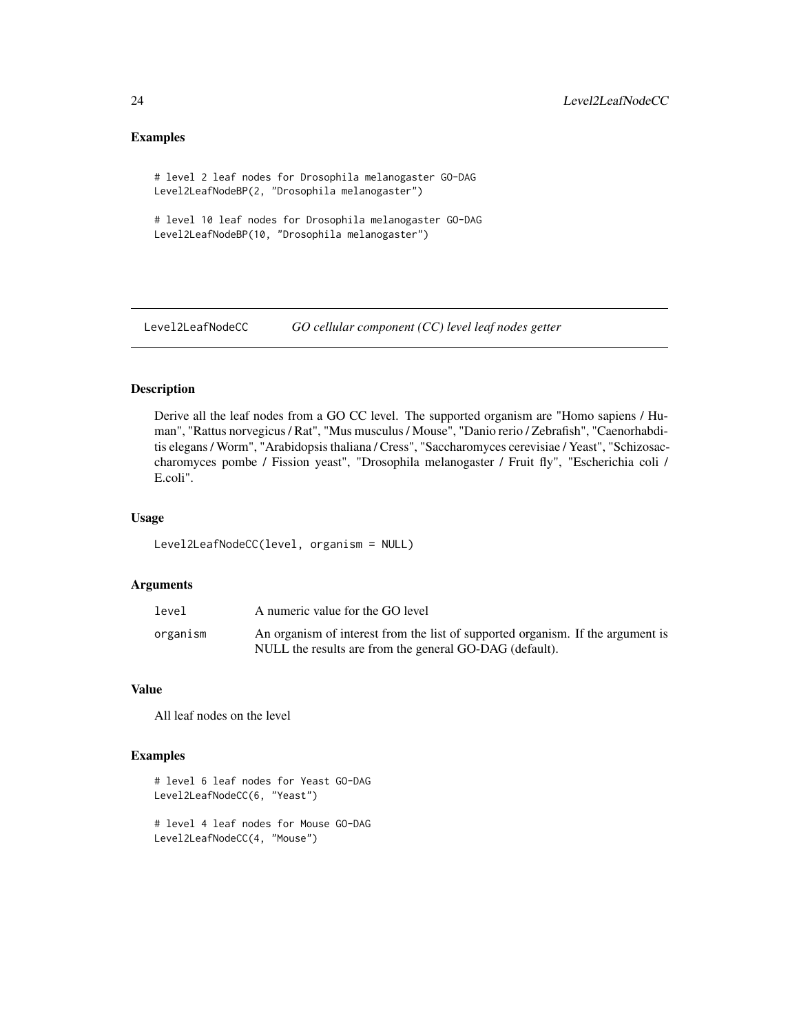## Examples

```
# level 2 leaf nodes for Drosophila melanogaster GO-DAG
Level2LeafNodeBP(2, "Drosophila melanogaster")

# level 10 leaf nodes for Drosophila melanogaster GO-DAG
Level2LeafNodeBP(10, "Drosophila melanogaster")
```

---

# Level2LeafNodeCC *GO cellular component (CC) level leaf nodes getter*

---

## Description

Derive all the leaf nodes from a GO CC level. The supported organism are "Homo sapiens / Human", "Rattus norvegicus / Rat", "Mus musculus / Mouse", "Danio rerio / Zebrafish", "Caenorhabditis elegans / Worm", "Arabidopsis thaliana / Cress", "Saccharomyces cerevisiae / Yeast", "Schizosaccharomyces pombe / Fission yeast", "Drosophila melanogaster / Fruit fly", "Escherichia coli / E.coli".

## Usage

```
Level2LeafNodeCC(level, organism = NULL)
```

## Arguments

| | |
|---|---|
| level | A numeric value for the GO level |
| organism | An organism of interest from the list of supported organism. If the argument is NULL the results are from the general GO-DAG (default). |

## Value

All leaf nodes on the level

## Examples

```
# level 6 leaf nodes for Yeast GO-DAG
Level2LeafNodeCC(6, "Yeast")

# level 4 leaf nodes for Mouse GO-DAG
Level2LeafNodeCC(4, "Mouse")
```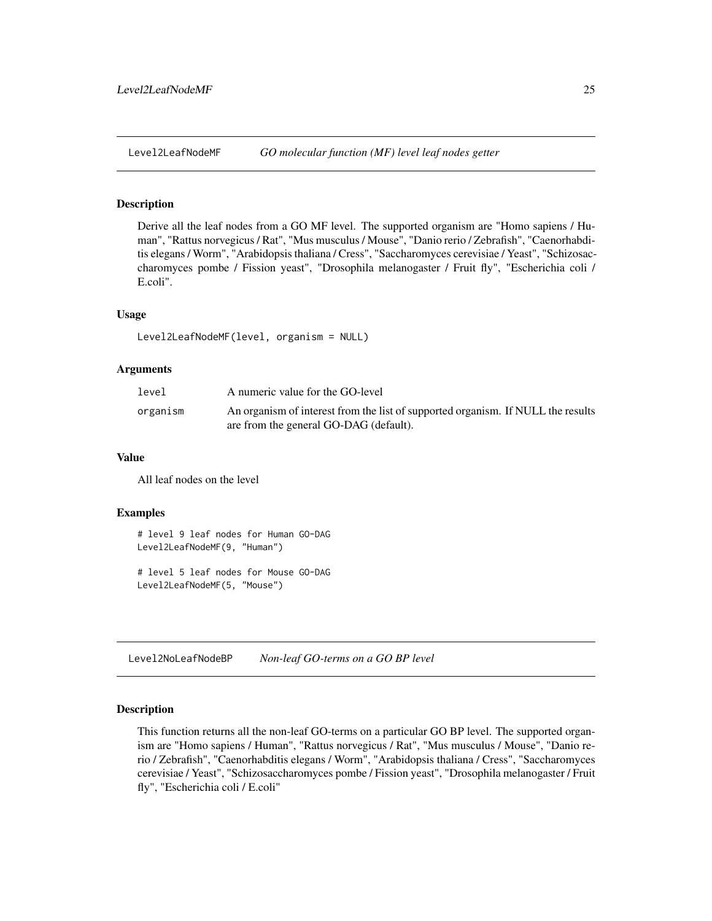## Level2LeafNodeMF — *GO molecular function (MF) level leaf nodes getter*

### Description

Derive all the leaf nodes from a GO MF level. The supported organism are "Homo sapiens / Human", "Rattus norvegicus / Rat", "Mus musculus / Mouse", "Danio rerio / Zebrafish", "Caenorhabditis elegans / Worm", "Arabidopsis thaliana / Cress", "Saccharomyces cerevisiae / Yeast", "Schizosaccharomyces pombe / Fission yeast", "Drosophila melanogaster / Fruit fly", "Escherichia coli / E.coli".

### Usage

```
Level2LeafNodeMF(level, organism = NULL)
```

### Arguments

| | |
|---|---|
| `level` | A numeric value for the GO-level |
| `organism` | An organism of interest from the list of supported organism. If NULL the results are from the general GO-DAG (default). |

### Value

All leaf nodes on the level

### Examples

```
# level 9 leaf nodes for Human GO-DAG
Level2LeafNodeMF(9, "Human")

# level 5 leaf nodes for Mouse GO-DAG
Level2LeafNodeMF(5, "Mouse")
```

## Level2NoLeafNodeBP — *Non-leaf GO-terms on a GO BP level*

### Description

This function returns all the non-leaf GO-terms on a particular GO BP level. The supported organism are "Homo sapiens / Human", "Rattus norvegicus / Rat", "Mus musculus / Mouse", "Danio rerio / Zebrafish", "Caenorhabditis elegans / Worm", "Arabidopsis thaliana / Cress", "Saccharomyces cerevisiae / Yeast", "Schizosaccharomyces pombe / Fission yeast", "Drosophila melanogaster / Fruit fly", "Escherichia coli / E.coli"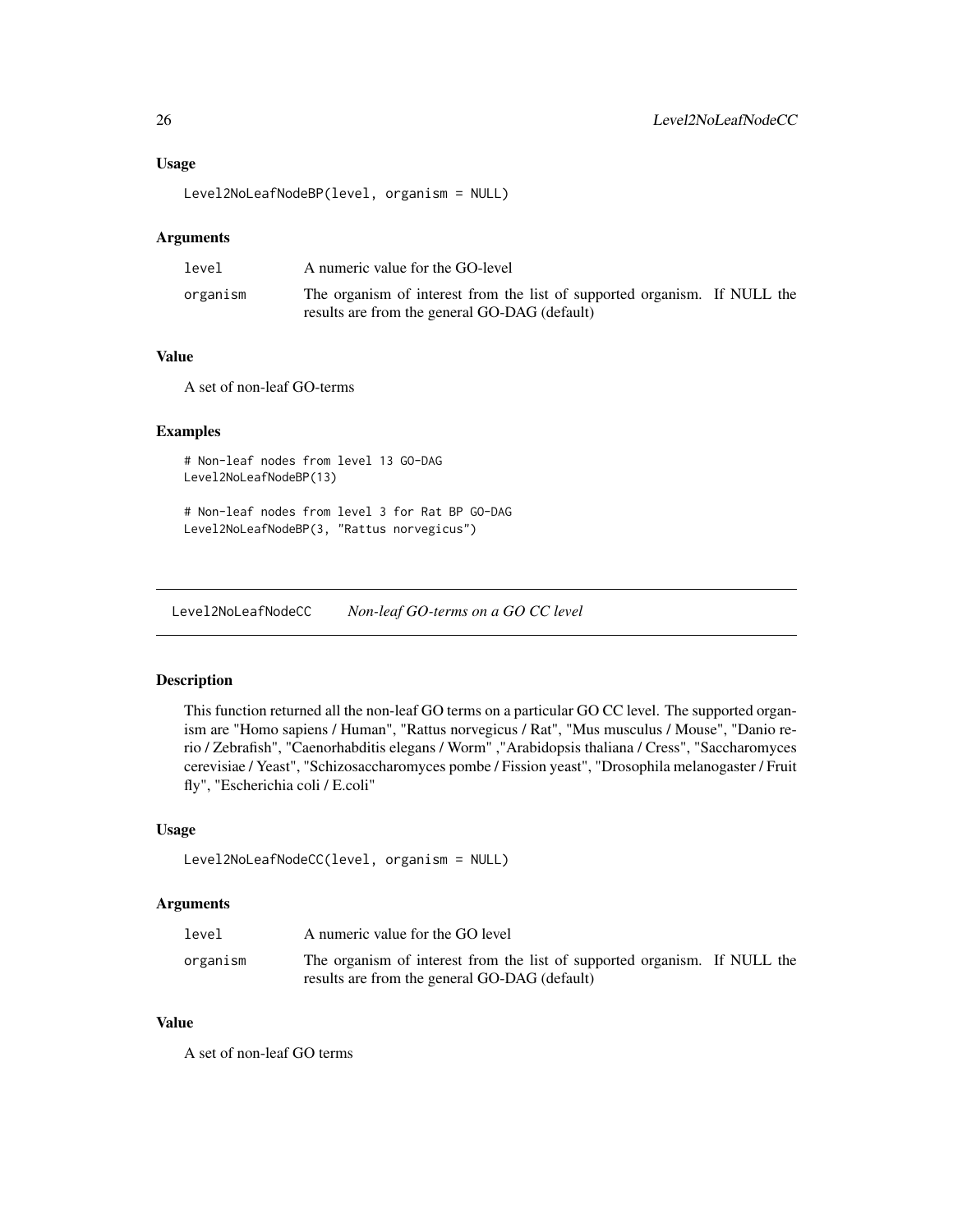### Usage

```
Level2NoLeafNodeBP(level, organism = NULL)
```

### Arguments

| | |
|---|---|
| level | A numeric value for the GO-level |
| organism | The organism of interest from the list of supported organism. If NULL the results are from the general GO-DAG (default) |

### Value

A set of non-leaf GO-terms

### Examples

```
# Non-leaf nodes from level 13 GO-DAG
Level2NoLeafNodeBP(13)

# Non-leaf nodes from level 3 for Rat BP GO-DAG
Level2NoLeafNodeBP(3, "Rattus norvegicus")
```

---

## Level2NoLeafNodeCC *Non-leaf GO-terms on a GO CC level*

---

### Description

This function returned all the non-leaf GO terms on a particular GO CC level. The supported organism are "Homo sapiens / Human", "Rattus norvegicus / Rat", "Mus musculus / Mouse", "Danio rerio / Zebrafish", "Caenorhabditis elegans / Worm" ,"Arabidopsis thaliana / Cress", "Saccharomyces cerevisiae / Yeast", "Schizosaccharomyces pombe / Fission yeast", "Drosophila melanogaster / Fruit fly", "Escherichia coli / E.coli"

### Usage

```
Level2NoLeafNodeCC(level, organism = NULL)
```

### Arguments

| | |
|---|---|
| level | A numeric value for the GO level |
| organism | The organism of interest from the list of supported organism. If NULL the results are from the general GO-DAG (default) |

### Value

A set of non-leaf GO terms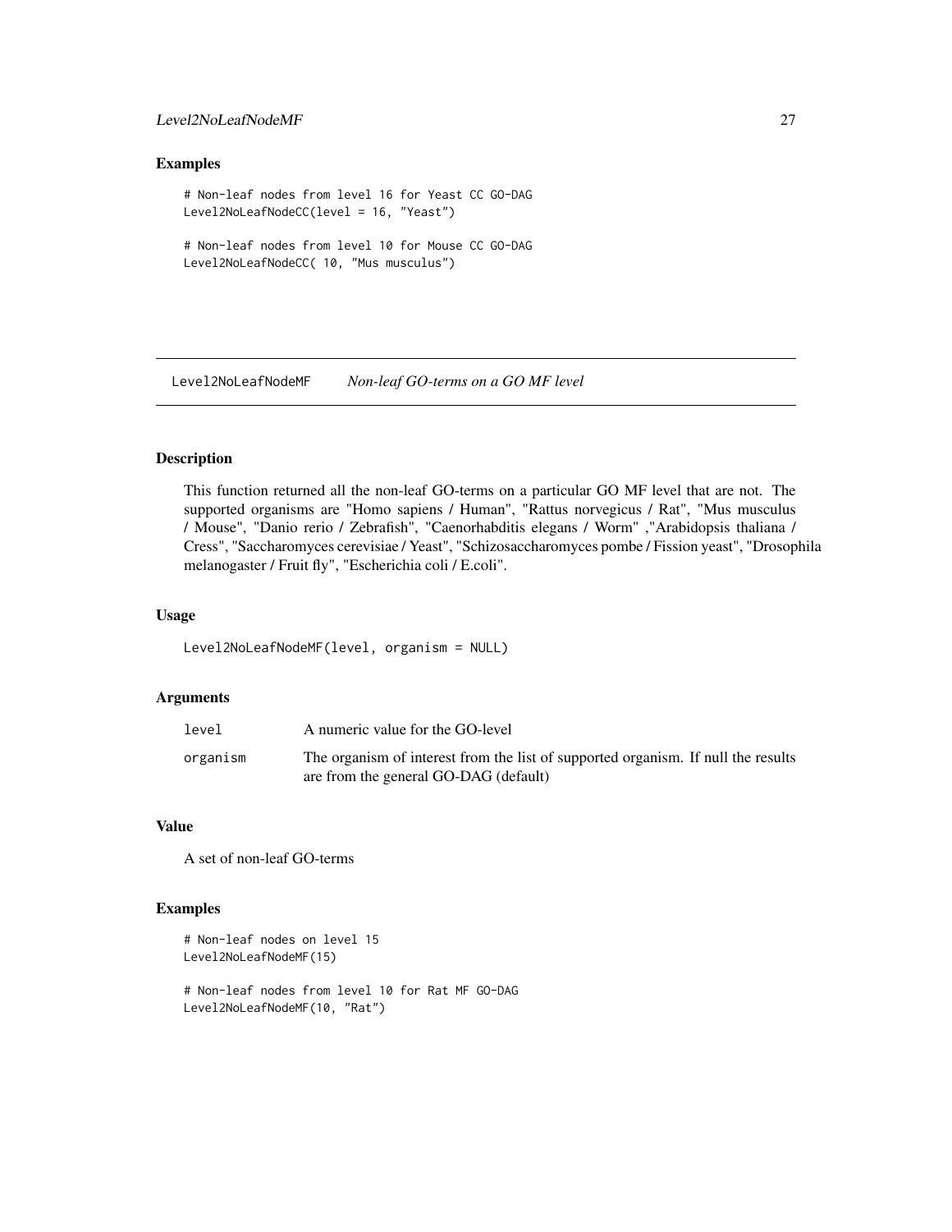## Examples

```
# Non-leaf nodes from level 16 for Yeast CC GO-DAG
Level2NoLeafNodeCC(level = 16, "Yeast")

# Non-leaf nodes from level 10 for Mouse CC GO-DAG
Level2NoLeafNodeCC( 10, "Mus musculus")
```

---

# Level2NoLeafNodeMF    *Non-leaf GO-terms on a GO MF level*

## Description

This function returned all the non-leaf GO-terms on a particular GO MF level that are not. The supported organisms are "Homo sapiens / Human", "Rattus norvegicus / Rat", "Mus musculus / Mouse", "Danio rerio / Zebrafish", "Caenorhabditis elegans / Worm" ,"Arabidopsis thaliana / Cress", "Saccharomyces cerevisiae / Yeast", "Schizosaccharomyces pombe / Fission yeast", "Drosophila melanogaster / Fruit fly", "Escherichia coli / E.coli".

## Usage

```
Level2NoLeafNodeMF(level, organism = NULL)
```

## Arguments

| | |
|---|---|
| level | A numeric value for the GO-level |
| organism | The organism of interest from the list of supported organism. If null the results are from the general GO-DAG (default) |

## Value

A set of non-leaf GO-terms

## Examples

```
# Non-leaf nodes on level 15
Level2NoLeafNodeMF(15)

# Non-leaf nodes from level 10 for Rat MF GO-DAG
Level2NoLeafNodeMF(10, "Rat")
```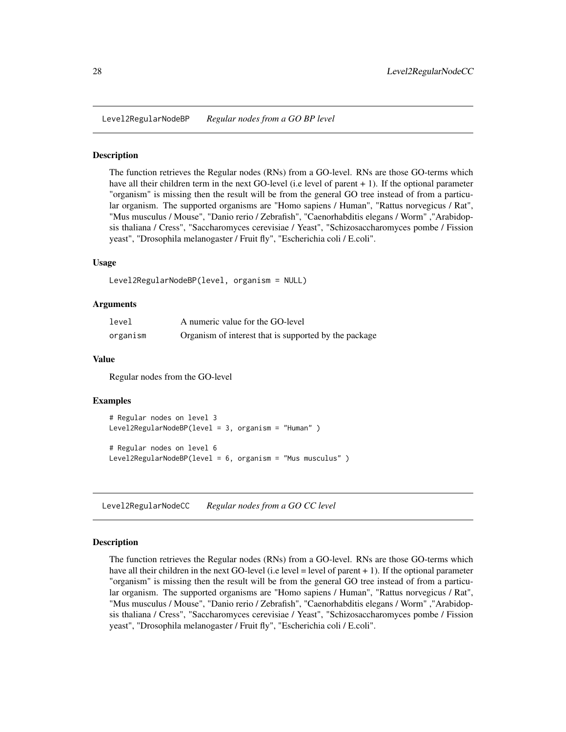## Level2RegularNodeBP *Regular nodes from a GO BP level*

### Description

The function retrieves the Regular nodes (RNs) from a GO-level. RNs are those GO-terms which have all their children term in the next GO-level (i.e level of parent + 1). If the optional parameter "organism" is missing then the result will be from the general GO tree instead of from a particular organism. The supported organisms are "Homo sapiens / Human", "Rattus norvegicus / Rat", "Mus musculus / Mouse", "Danio rerio / Zebrafish", "Caenorhabditis elegans / Worm" ,"Arabidopsis thaliana / Cress", "Saccharomyces cerevisiae / Yeast", "Schizosaccharomyces pombe / Fission yeast", "Drosophila melanogaster / Fruit fly", "Escherichia coli / E.coli".

### Usage

```
Level2RegularNodeBP(level, organism = NULL)
```

### Arguments

| | |
|---|---|
| level | A numeric value for the GO-level |
| organism | Organism of interest that is supported by the package |

### Value

Regular nodes from the GO-level

### Examples

```
# Regular nodes on level 3
Level2RegularNodeBP(level = 3, organism = "Human" )

# Regular nodes on level 6
Level2RegularNodeBP(level = 6, organism = "Mus musculus" )
```

## Level2RegularNodeCC *Regular nodes from a GO CC level*

### Description

The function retrieves the Regular nodes (RNs) from a GO-level. RNs are those GO-terms which have all their children in the next GO-level (i.e level = level of parent + 1). If the optional parameter "organism" is missing then the result will be from the general GO tree instead of from a particular organism. The supported organisms are "Homo sapiens / Human", "Rattus norvegicus / Rat", "Mus musculus / Mouse", "Danio rerio / Zebrafish", "Caenorhabditis elegans / Worm" ,"Arabidopsis thaliana / Cress", "Saccharomyces cerevisiae / Yeast", "Schizosaccharomyces pombe / Fission yeast", "Drosophila melanogaster / Fruit fly", "Escherichia coli / E.coli".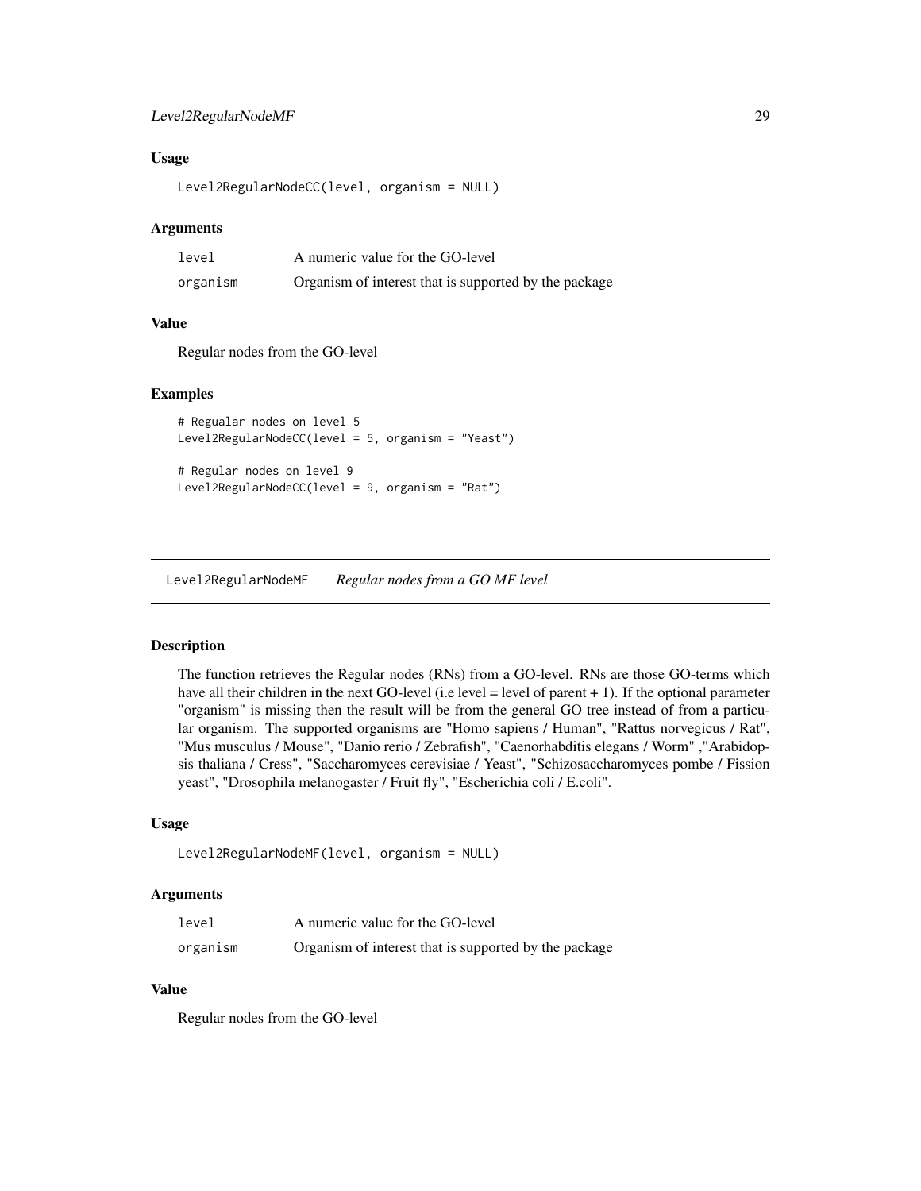### Usage

```
Level2RegularNodeCC(level, organism = NULL)
```

### Arguments

| | |
|---|---|
| level | A numeric value for the GO-level |
| organism | Organism of interest that is supported by the package |

### Value

Regular nodes from the GO-level

### Examples

```
# Regualar nodes on level 5
Level2RegularNodeCC(level = 5, organism = "Yeast")

# Regular nodes on level 9
Level2RegularNodeCC(level = 9, organism = "Rat")
```

---

## Level2RegularNodeMF    *Regular nodes from a GO MF level*

---

### Description

The function retrieves the Regular nodes (RNs) from a GO-level. RNs are those GO-terms which have all their children in the next GO-level (i.e level = level of parent + 1). If the optional parameter "organism" is missing then the result will be from the general GO tree instead of from a particular organism. The supported organisms are "Homo sapiens / Human", "Rattus norvegicus / Rat", "Mus musculus / Mouse", "Danio rerio / Zebrafish", "Caenorhabditis elegans / Worm" ,"Arabidopsis thaliana / Cress", "Saccharomyces cerevisiae / Yeast", "Schizosaccharomyces pombe / Fission yeast", "Drosophila melanogaster / Fruit fly", "Escherichia coli / E.coli".

### Usage

```
Level2RegularNodeMF(level, organism = NULL)
```

### Arguments

| | |
|---|---|
| level | A numeric value for the GO-level |
| organism | Organism of interest that is supported by the package |

### Value

Regular nodes from the GO-level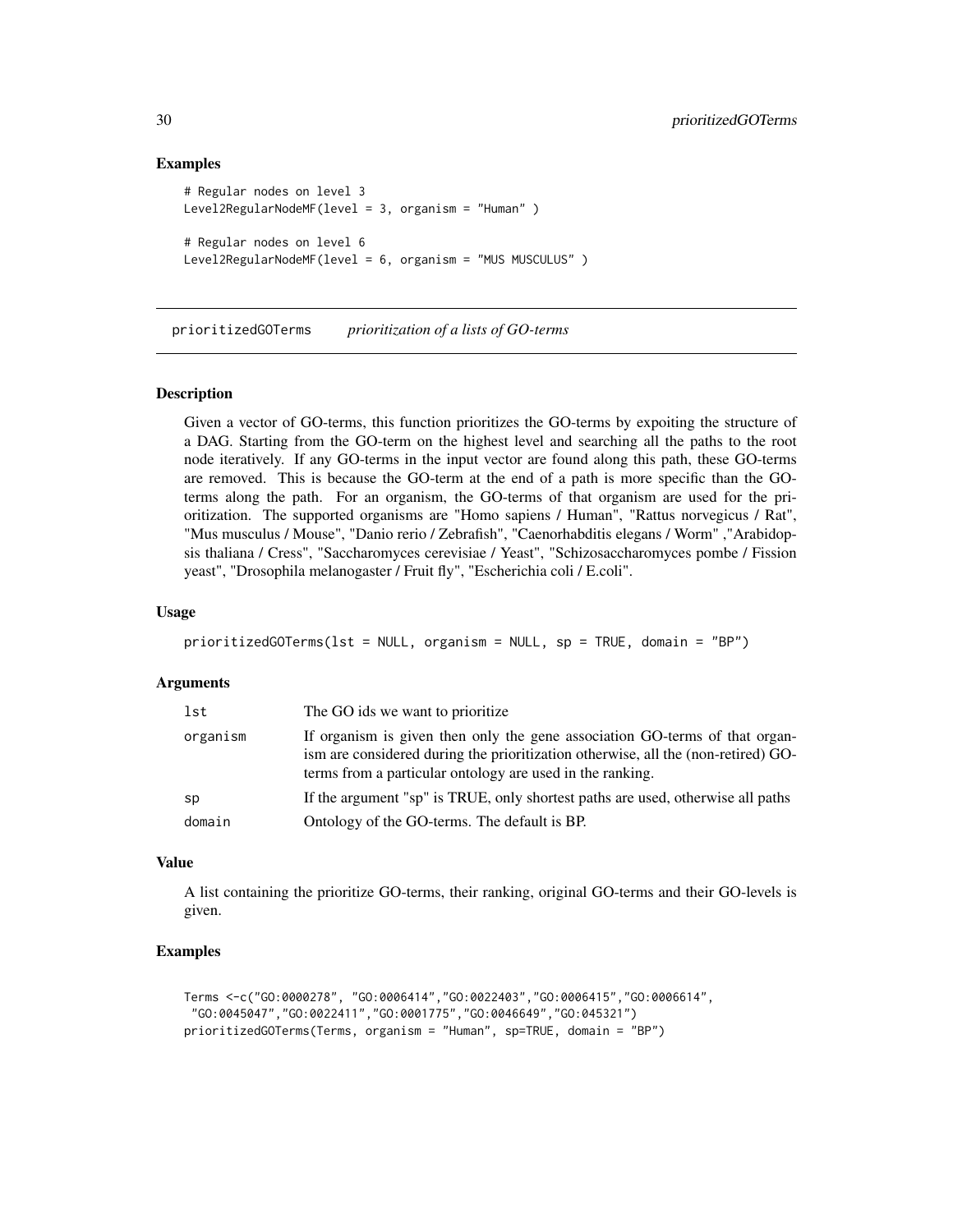### Examples

```
# Regular nodes on level 3
Level2RegularNodeMF(level = 3, organism = "Human" )

# Regular nodes on level 6
Level2RegularNodeMF(level = 6, organism = "MUS MUSCULUS" )
```

---

## prioritizedGOTerms *prioritization of a lists of GO-terms*

### Description

Given a vector of GO-terms, this function prioritizes the GO-terms by expoiting the structure of a DAG. Starting from the GO-term on the highest level and searching all the paths to the root node iteratively. If any GO-terms in the input vector are found along this path, these GO-terms are removed. This is because the GO-term at the end of a path is more specific than the GO-terms along the path. For an organism, the GO-terms of that organism are used for the prioritization. The supported organisms are "Homo sapiens / Human", "Rattus norvegicus / Rat", "Mus musculus / Mouse", "Danio rerio / Zebrafish", "Caenorhabditis elegans / Worm" ,"Arabidopsis thaliana / Cress", "Saccharomyces cerevisiae / Yeast", "Schizosaccharomyces pombe / Fission yeast", "Drosophila melanogaster / Fruit fly", "Escherichia coli / E.coli".

### Usage

```
prioritizedGOTerms(lst = NULL, organism = NULL, sp = TRUE, domain = "BP")
```

### Arguments

| | |
|---|---|
| lst | The GO ids we want to prioritize |
| organism | If organism is given then only the gene association GO-terms of that organism are considered during the prioritization otherwise, all the (non-retired) GO-terms from a particular ontology are used in the ranking. |
| sp | If the argument "sp" is TRUE, only shortest paths are used, otherwise all paths |
| domain | Ontology of the GO-terms. The default is BP. |

### Value

A list containing the prioritize GO-terms, their ranking, original GO-terms and their GO-levels is given.

### Examples

```
Terms <-c("GO:0000278", "GO:0006414","GO:0022403","GO:0006415","GO:0006614",
 "GO:0045047","GO:0022411","GO:0001775","GO:0046649","GO:045321")
prioritizedGOTerms(Terms, organism = "Human", sp=TRUE, domain = "BP")
```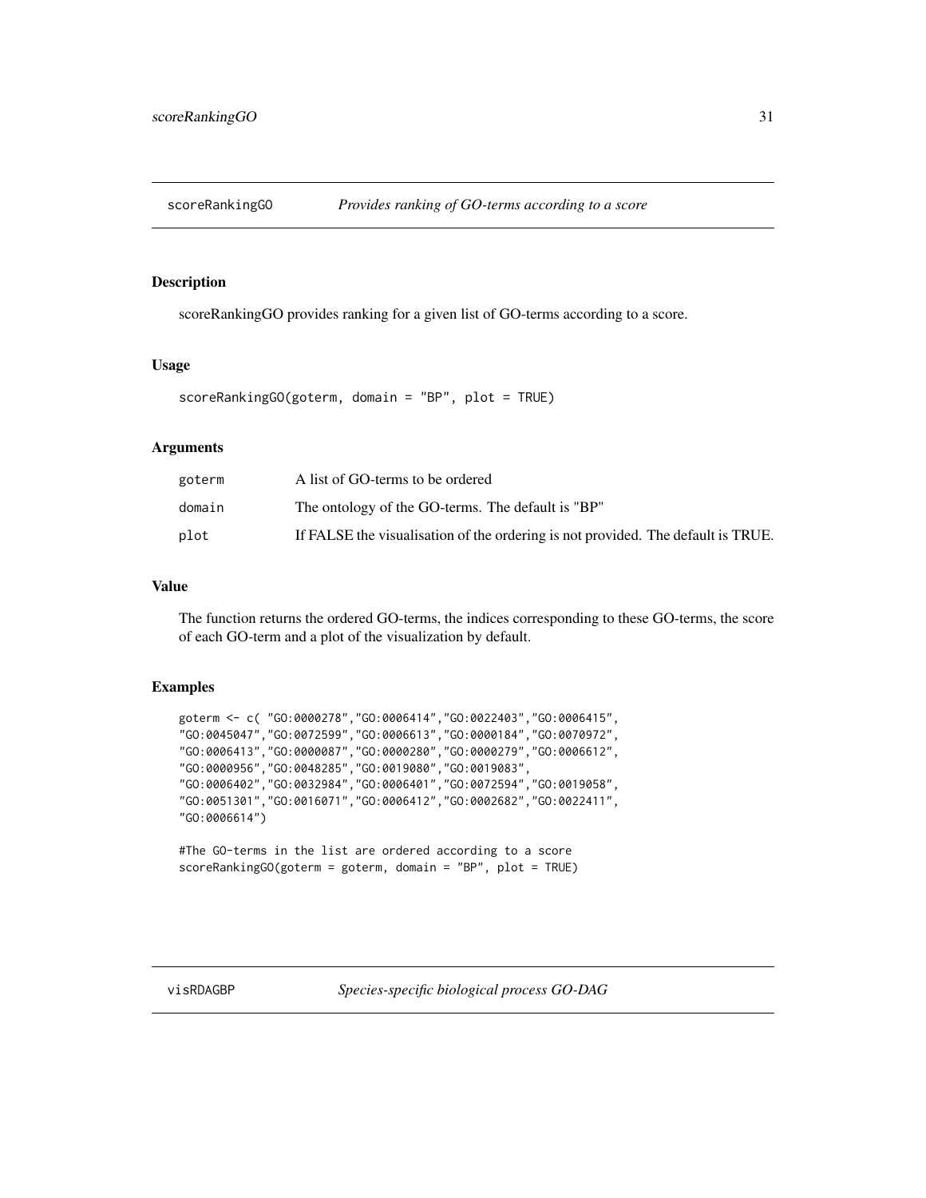## scoreRankingGO *Provides ranking of GO-terms according to a score*

### Description

scoreRankingGO provides ranking for a given list of GO-terms according to a score.

### Usage

```
scoreRankingGO(goterm, domain = "BP", plot = TRUE)
```

### Arguments

| | |
|---|---|
| goterm | A list of GO-terms to be ordered |
| domain | The ontology of the GO-terms. The default is "BP" |
| plot | If FALSE the visualisation of the ordering is not provided. The default is TRUE. |

### Value

The function returns the ordered GO-terms, the indices corresponding to these GO-terms, the score of each GO-term and a plot of the visualization by default.

### Examples

```
goterm <- c( "GO:0000278","GO:0006414","GO:0022403","GO:0006415",
"GO:0045047","GO:0072599","GO:0006613","GO:0000184","GO:0070972",
"GO:0006413","GO:0000087","GO:0000280","GO:0000279","GO:0006612",
"GO:0000956","GO:0048285","GO:0019080","GO:0019083",
"GO:0006402","GO:0032984","GO:0006401","GO:0072594","GO:0019058",
"GO:0051301","GO:0016071","GO:0006412","GO:0002682","GO:0022411",
"GO:0006614")

#The GO-terms in the list are ordered according to a score
scoreRankingGO(goterm = goterm, domain = "BP", plot = TRUE)
```

## visRDAGBP *Species-specific biological process GO-DAG*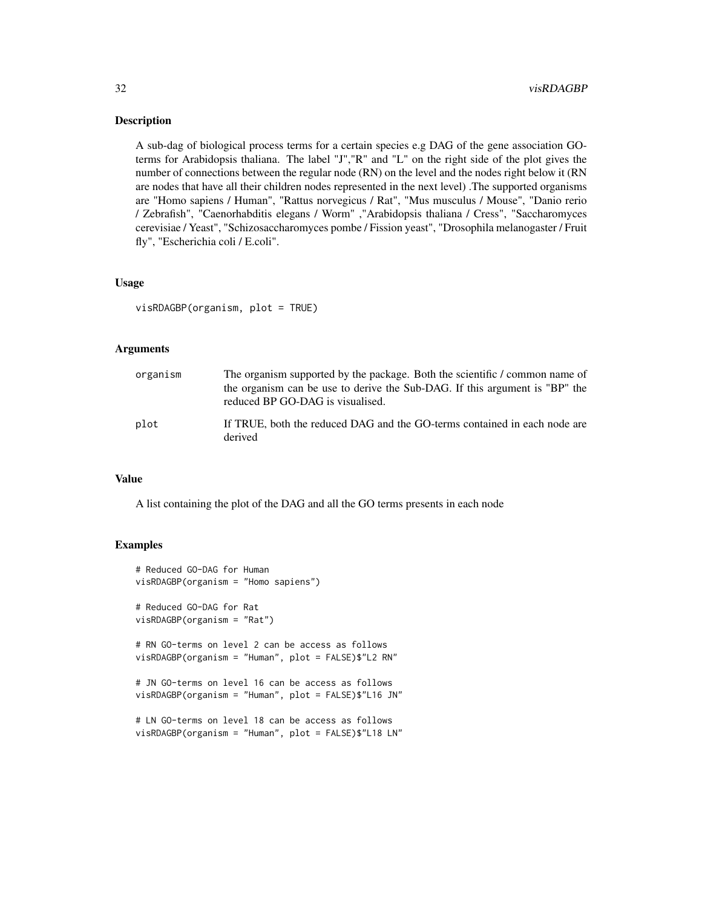## Description

A sub-dag of biological process terms for a certain species e.g DAG of the gene association GO-terms for Arabidopsis thaliana. The label "J","R" and "L" on the right side of the plot gives the number of connections between the regular node (RN) on the level and the nodes right below it (RN are nodes that have all their children nodes represented in the next level) .The supported organisms are "Homo sapiens / Human", "Rattus norvegicus / Rat", "Mus musculus / Mouse", "Danio rerio / Zebrafish", "Caenorhabditis elegans / Worm" ,"Arabidopsis thaliana / Cress", "Saccharomyces cerevisiae / Yeast", "Schizosaccharomyces pombe / Fission yeast", "Drosophila melanogaster / Fruit fly", "Escherichia coli / E.coli".

## Usage

```
visRDAGBP(organism, plot = TRUE)
```

## Arguments

| | |
|---|---|
| organism | The organism supported by the package. Both the scientific / common name of the organism can be use to derive the Sub-DAG. If this argument is "BP" the reduced BP GO-DAG is visualised. |
| plot | If TRUE, both the reduced DAG and the GO-terms contained in each node are derived |

## Value

A list containing the plot of the DAG and all the GO terms presents in each node

## Examples

```
# Reduced GO-DAG for Human
visRDAGBP(organism = "Homo sapiens")

# Reduced GO-DAG for Rat
visRDAGBP(organism = "Rat")

# RN GO-terms on level 2 can be access as follows
visRDAGBP(organism = "Human", plot = FALSE)$"L2 RN"

# JN GO-terms on level 16 can be access as follows
visRDAGBP(organism = "Human", plot = FALSE)$"L16 JN"

# LN GO-terms on level 18 can be access as follows
visRDAGBP(organism = "Human", plot = FALSE)$"L18 LN"
```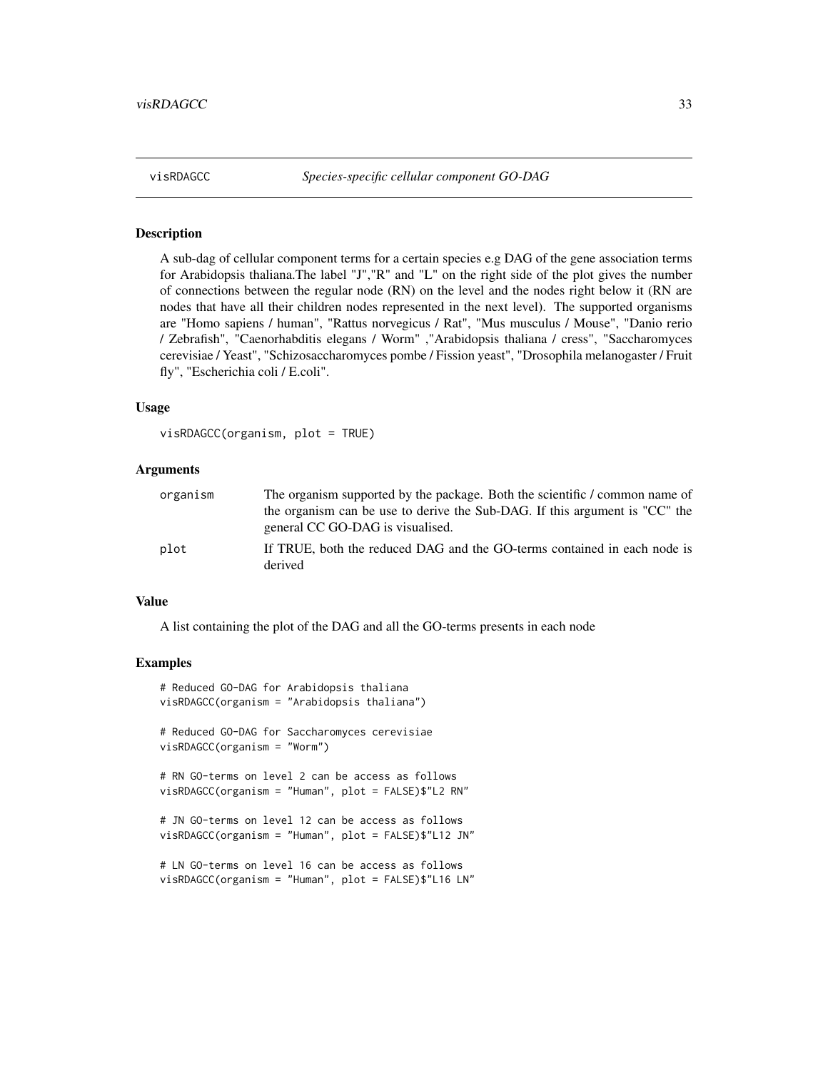visRDAGCC *Species-specific cellular component GO-DAG*

## Description

A sub-dag of cellular component terms for a certain species e.g DAG of the gene association terms for Arabidopsis thaliana.The label "J","R" and "L" on the right side of the plot gives the number of connections between the regular node (RN) on the level and the nodes right below it (RN are nodes that have all their children nodes represented in the next level). The supported organisms are "Homo sapiens / human", "Rattus norvegicus / Rat", "Mus musculus / Mouse", "Danio rerio / Zebrafish", "Caenorhabditis elegans / Worm" ,"Arabidopsis thaliana / cress", "Saccharomyces cerevisiae / Yeast", "Schizosaccharomyces pombe / Fission yeast", "Drosophila melanogaster / Fruit fly", "Escherichia coli / E.coli".

## Usage

```
visRDAGCC(organism, plot = TRUE)
```

## Arguments

| | |
|---|---|
| organism | The organism supported by the package. Both the scientific / common name of the organism can be use to derive the Sub-DAG. If this argument is "CC" the general CC GO-DAG is visualised. |
| plot | If TRUE, both the reduced DAG and the GO-terms contained in each node is derived |

## Value

A list containing the plot of the DAG and all the GO-terms presents in each node

## Examples

```
# Reduced GO-DAG for Arabidopsis thaliana
visRDAGCC(organism = "Arabidopsis thaliana")

# Reduced GO-DAG for Saccharomyces cerevisiae
visRDAGCC(organism = "Worm")

# RN GO-terms on level 2 can be access as follows
visRDAGCC(organism = "Human", plot = FALSE)$"L2 RN"

# JN GO-terms on level 12 can be access as follows
visRDAGCC(organism = "Human", plot = FALSE)$"L12 JN"

# LN GO-terms on level 16 can be access as follows
visRDAGCC(organism = "Human", plot = FALSE)$"L16 LN"
```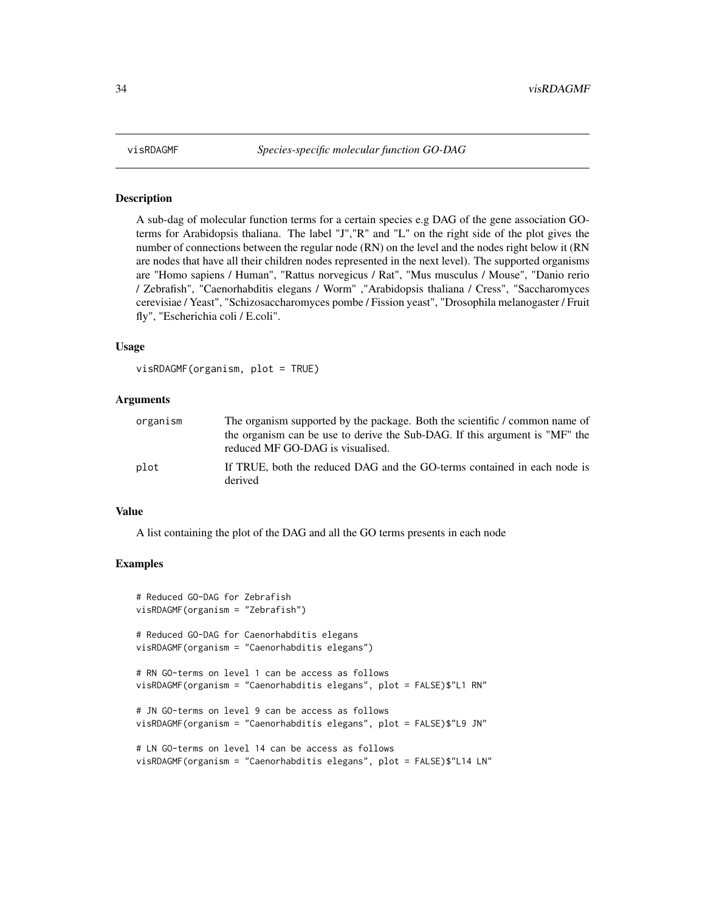# visRDAGMF *Species-specific molecular function GO-DAG*

## Description

A sub-dag of molecular function terms for a certain species e.g DAG of the gene association GO-terms for Arabidopsis thaliana. The label "J","R" and "L" on the right side of the plot gives the number of connections between the regular node (RN) on the level and the nodes right below it (RN are nodes that have all their children nodes represented in the next level). The supported organisms are "Homo sapiens / Human", "Rattus norvegicus / Rat", "Mus musculus / Mouse", "Danio rerio / Zebrafish", "Caenorhabditis elegans / Worm" ,"Arabidopsis thaliana / Cress", "Saccharomyces cerevisiae / Yeast", "Schizosaccharomyces pombe / Fission yeast", "Drosophila melanogaster / Fruit fly", "Escherichia coli / E.coli".

## Usage

```
visRDAGMF(organism, plot = TRUE)
```

## Arguments

| | |
|---|---|
| organism | The organism supported by the package. Both the scientific / common name of the organism can be use to derive the Sub-DAG. If this argument is "MF" the reduced MF GO-DAG is visualised. |
| plot | If TRUE, both the reduced DAG and the GO-terms contained in each node is derived |

## Value

A list containing the plot of the DAG and all the GO terms presents in each node

## Examples

```
# Reduced GO-DAG for Zebrafish
visRDAGMF(organism = "Zebrafish")

# Reduced GO-DAG for Caenorhabditis elegans
visRDAGMF(organism = "Caenorhabditis elegans")

# RN GO-terms on level 1 can be access as follows
visRDAGMF(organism = "Caenorhabditis elegans", plot = FALSE)$"L1 RN"

# JN GO-terms on level 9 can be access as follows
visRDAGMF(organism = "Caenorhabditis elegans", plot = FALSE)$"L9 JN"

# LN GO-terms on level 14 can be access as follows
visRDAGMF(organism = "Caenorhabditis elegans", plot = FALSE)$"L14 LN"
```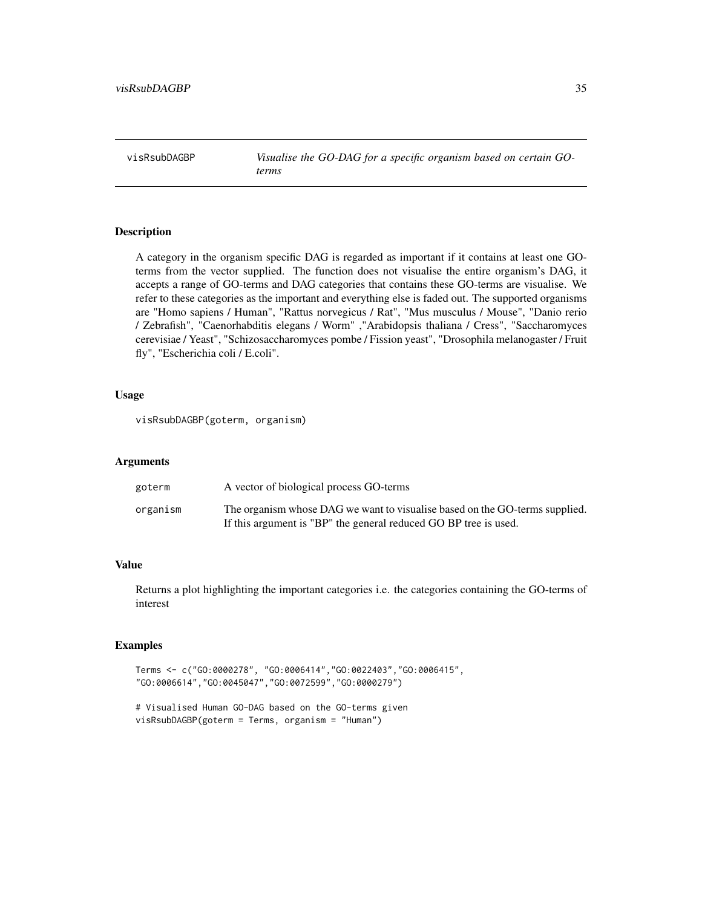# visRsubDAGBP — *Visualise the GO-DAG for a specific organism based on certain GO-terms*

## Description

A category in the organism specific DAG is regarded as important if it contains at least one GO-terms from the vector supplied. The function does not visualise the entire organism's DAG, it accepts a range of GO-terms and DAG categories that contains these GO-terms are visualise. We refer to these categories as the important and everything else is faded out. The supported organisms are "Homo sapiens / Human", "Rattus norvegicus / Rat", "Mus musculus / Mouse", "Danio rerio / Zebrafish", "Caenorhabditis elegans / Worm" ,"Arabidopsis thaliana / Cress", "Saccharomyces cerevisiae / Yeast", "Schizosaccharomyces pombe / Fission yeast", "Drosophila melanogaster / Fruit fly", "Escherichia coli / E.coli".

## Usage

```
visRsubDAGBP(goterm, organism)
```

## Arguments

| | |
|---|---|
| goterm | A vector of biological process GO-terms |
| organism | The organism whose DAG we want to visualise based on the GO-terms supplied. If this argument is "BP" the general reduced GO BP tree is used. |

## Value

Returns a plot highlighting the important categories i.e. the categories containing the GO-terms of interest

## Examples

```
Terms <- c("GO:0000278", "GO:0006414","GO:0022403","GO:0006415",
"GO:0006614","GO:0045047","GO:0072599","GO:0000279")

# Visualised Human GO-DAG based on the GO-terms given
visRsubDAGBP(goterm = Terms, organism = "Human")
```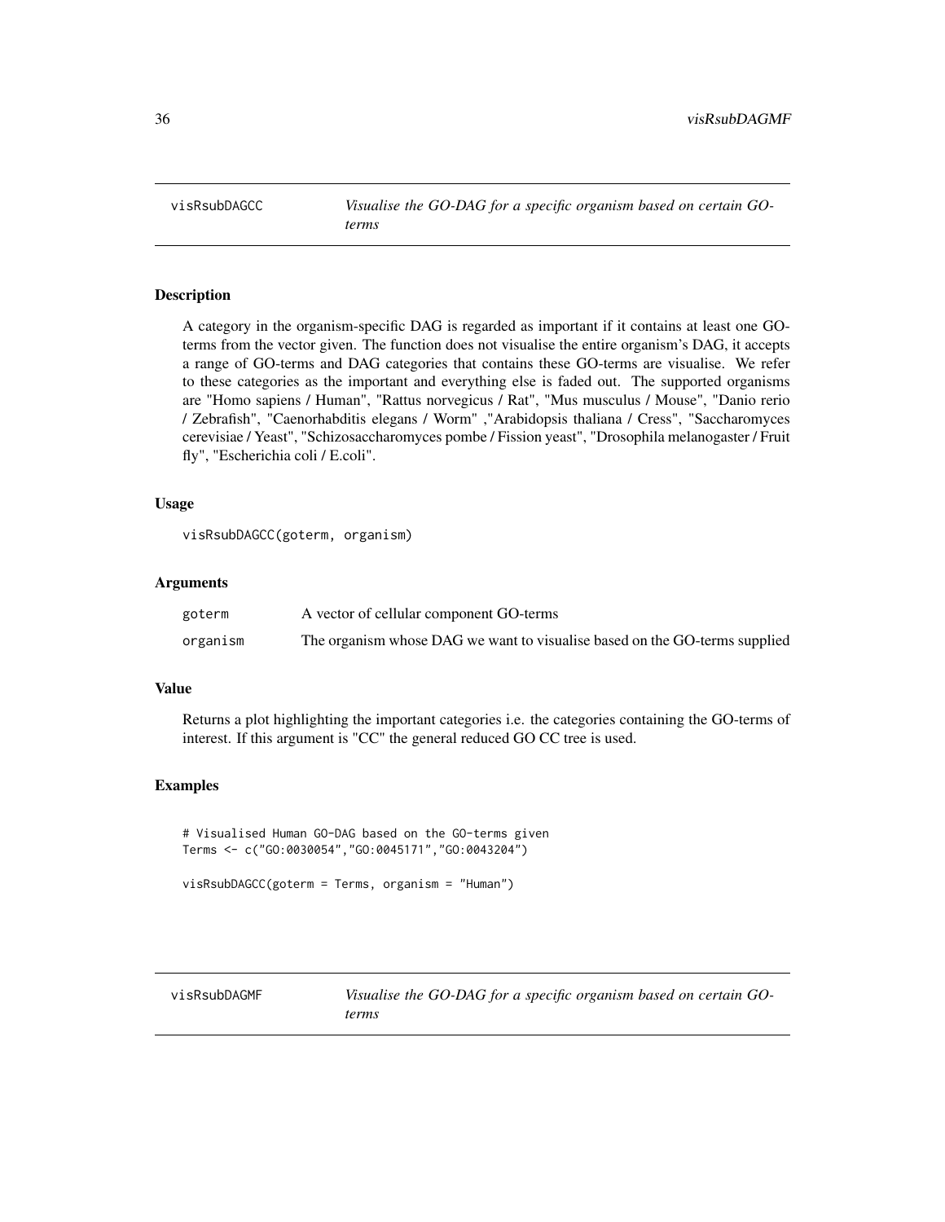## visRsubDAGCC — *Visualise the GO-DAG for a specific organism based on certain GO-terms*

### Description

A category in the organism-specific DAG is regarded as important if it contains at least one GO-terms from the vector given. The function does not visualise the entire organism's DAG, it accepts a range of GO-terms and DAG categories that contains these GO-terms are visualise. We refer to these categories as the important and everything else is faded out. The supported organisms are "Homo sapiens / Human", "Rattus norvegicus / Rat", "Mus musculus / Mouse", "Danio rerio / Zebrafish", "Caenorhabditis elegans / Worm" ,"Arabidopsis thaliana / Cress", "Saccharomyces cerevisiae / Yeast", "Schizosaccharomyces pombe / Fission yeast", "Drosophila melanogaster / Fruit fly", "Escherichia coli / E.coli".

### Usage

```
visRsubDAGCC(goterm, organism)
```

### Arguments

| | |
|---|---|
| goterm | A vector of cellular component GO-terms |
| organism | The organism whose DAG we want to visualise based on the GO-terms supplied |

### Value

Returns a plot highlighting the important categories i.e. the categories containing the GO-terms of interest. If this argument is "CC" the general reduced GO CC tree is used.

### Examples

```
# Visualised Human GO-DAG based on the GO-terms given
Terms <- c("GO:0030054","GO:0045171","GO:0043204")

visRsubDAGCC(goterm = Terms, organism = "Human")
```

## visRsubDAGMF — *Visualise the GO-DAG for a specific organism based on certain GO-terms*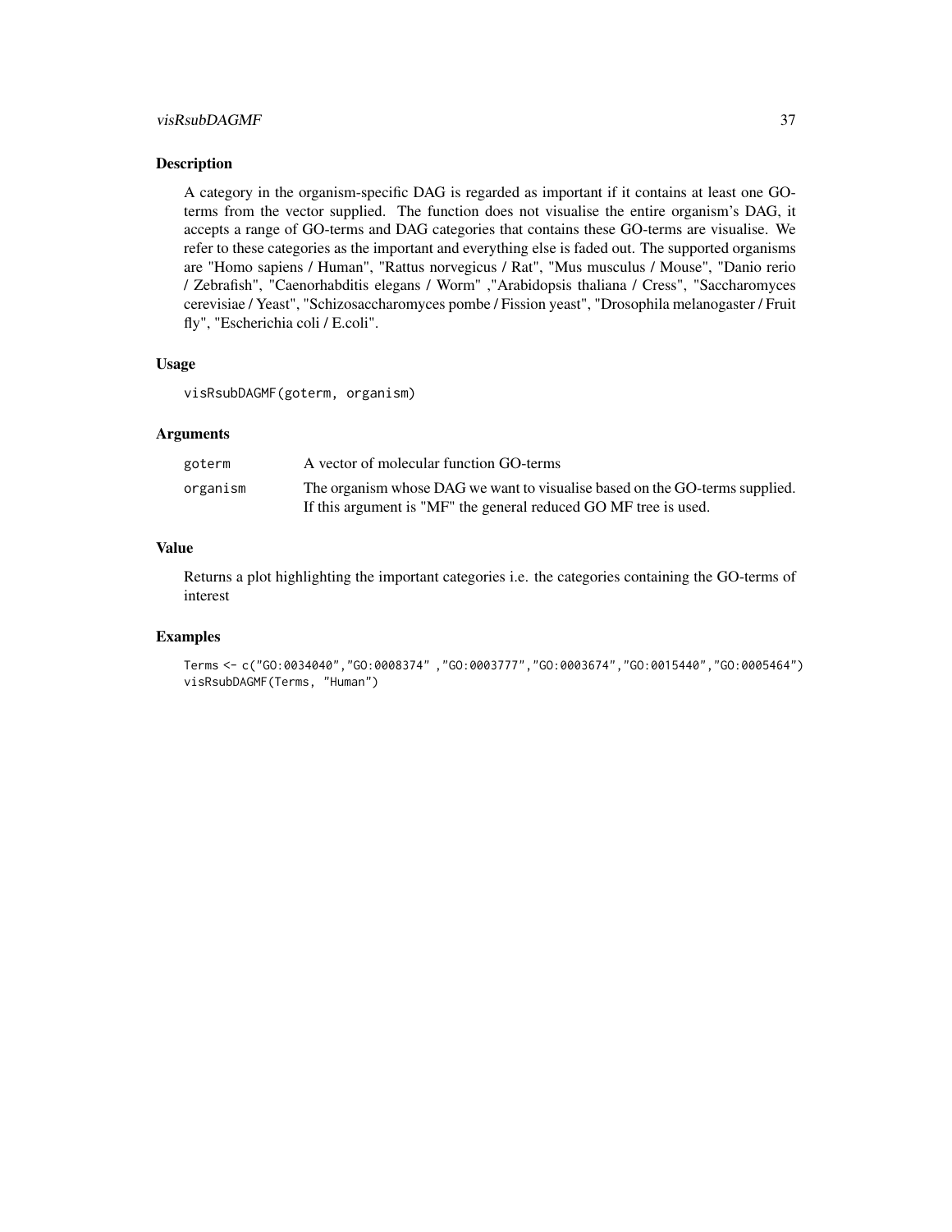## Description

A category in the organism-specific DAG is regarded as important if it contains at least one GO-terms from the vector supplied. The function does not visualise the entire organism's DAG, it accepts a range of GO-terms and DAG categories that contains these GO-terms are visualise. We refer to these categories as the important and everything else is faded out. The supported organisms are "Homo sapiens / Human", "Rattus norvegicus / Rat", "Mus musculus / Mouse", "Danio rerio / Zebrafish", "Caenorhabditis elegans / Worm" ,"Arabidopsis thaliana / Cress", "Saccharomyces cerevisiae / Yeast", "Schizosaccharomyces pombe / Fission yeast", "Drosophila melanogaster / Fruit fly", "Escherichia coli / E.coli".

## Usage

```
visRsubDAGMF(goterm, organism)
```

## Arguments

| | |
|---|---|
| goterm | A vector of molecular function GO-terms |
| organism | The organism whose DAG we want to visualise based on the GO-terms supplied. If this argument is "MF" the general reduced GO MF tree is used. |

## Value

Returns a plot highlighting the important categories i.e. the categories containing the GO-terms of interest

## Examples

```
Terms <- c("GO:0034040","GO:0008374" ,"GO:0003777","GO:0003674","GO:0015440","GO:0005464")
visRsubDAGMF(Terms, "Human")
```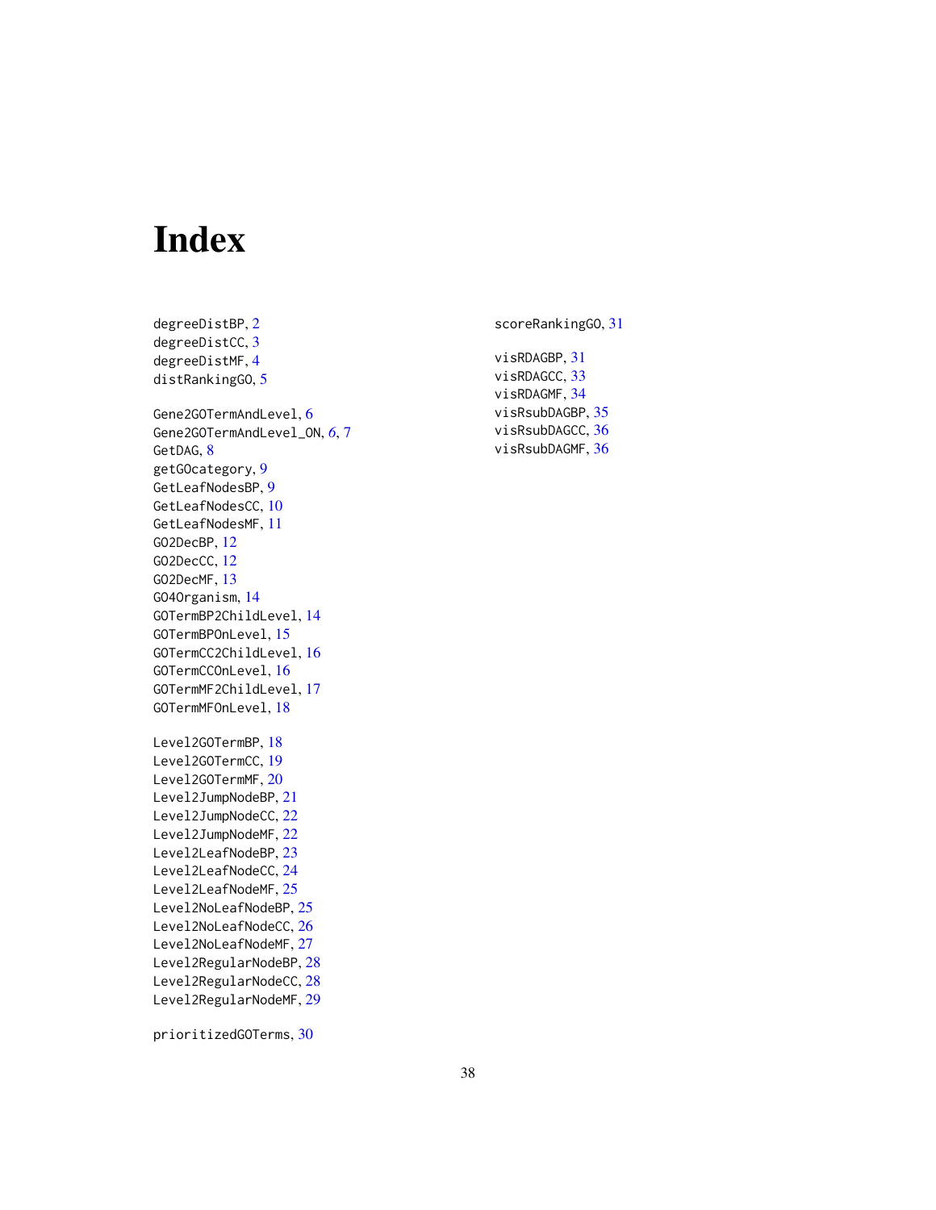# Index

degreeDistBP, 2
degreeDistCC, 3
degreeDistMF, 4
distRankingGO, 5

Gene2GOTermAndLevel, 6
Gene2GOTermAndLevel_ON, *6*, 7
GetDAG, 8
getGOcategory, 9
GetLeafNodesBP, 9
GetLeafNodesCC, 10
GetLeafNodesMF, 11
GO2DecBP, 12
GO2DecCC, 12
GO2DecMF, 13
GO4Organism, 14
GOTermBP2ChildLevel, 14
GOTermBPOnLevel, 15
GOTermCC2ChildLevel, 16
GOTermCCOnLevel, 16
GOTermMF2ChildLevel, 17
GOTermMFOnLevel, 18

Level2GOTermBP, 18
Level2GOTermCC, 19
Level2GOTermMF, 20
Level2JumpNodeBP, 21
Level2JumpNodeCC, 22
Level2JumpNodeMF, 22
Level2LeafNodeBP, 23
Level2LeafNodeCC, 24
Level2LeafNodeMF, 25
Level2NoLeafNodeBP, 25
Level2NoLeafNodeCC, 26
Level2NoLeafNodeMF, 27
Level2RegularNodeBP, 28
Level2RegularNodeCC, 28
Level2RegularNodeMF, 29

prioritizedGOTerms, 30

scoreRankingGO, 31

visRDAGBP, 31
visRDAGCC, 33
visRDAGMF, 34
visRsubDAGBP, 35
visRsubDAGCC, 36
visRsubDAGMF, 36